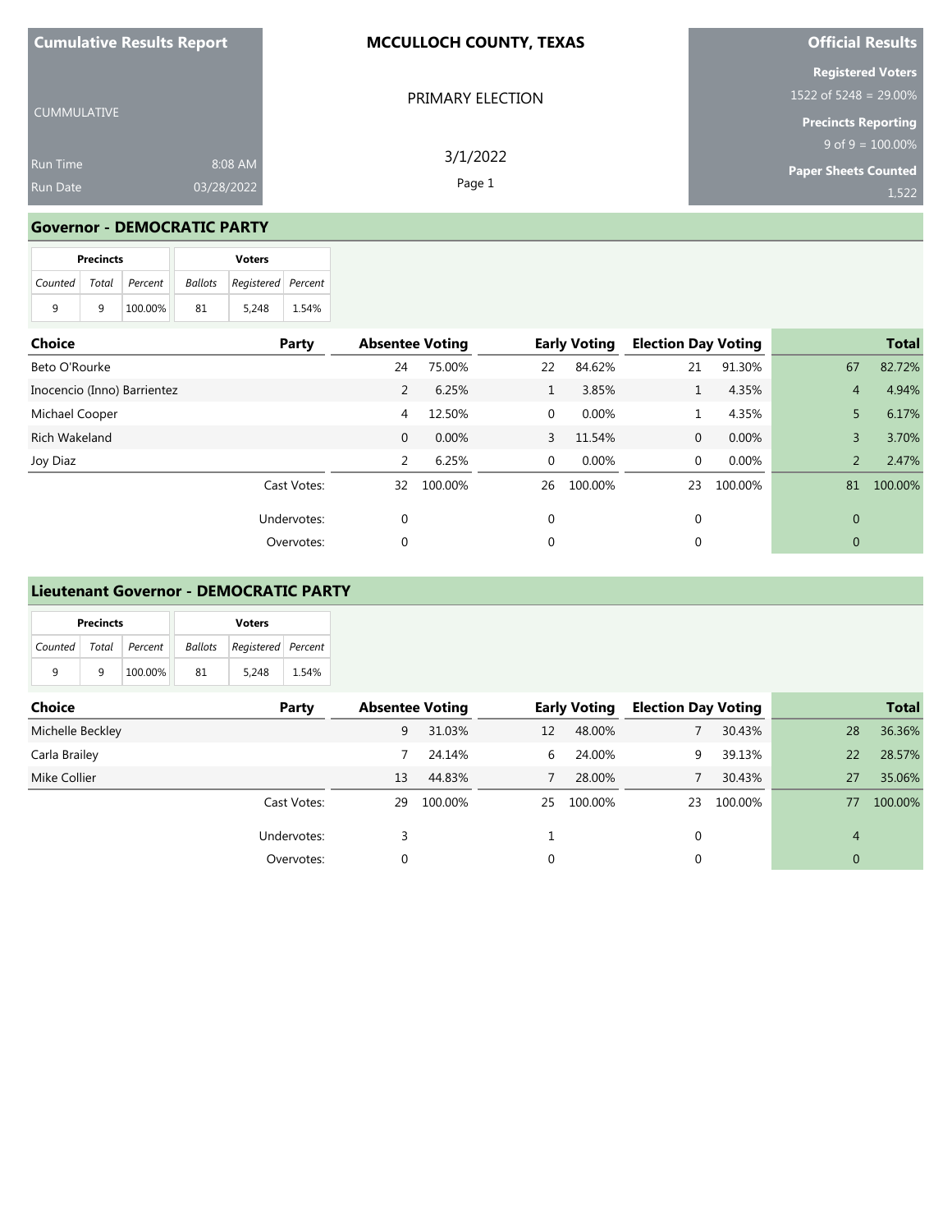**Cumulative Results Report**

CUMMULATIVE

Run Time 8:08 AM
Run Date 03/28/2022

# MCCULLOCH COUNTY, TEXAS

PRIMARY ELECTION

3/1/2022

**Official Results**

**Registered Voters**
1522 of 5248 = 29.00%

**Precincts Reporting**
9 of 9 = 100.00%

**Paper Sheets Counted**
1,522

## Governor - DEMOCRATIC PARTY

| Precincts | | | Voters | | |
|---|---|---|---|---|---|
| Counted | Total | Percent | Ballots | Registered | Percent |
| 9 | 9 | 100.00% | 81 | 5,248 | 1.54% |

| Choice | Party | Absentee Voting | | Early Voting | | Election Day Voting | | Total | |
|---|---|---|---|---|---|---|---|---|---|
| Beto O'Rourke | | 24 | 75.00% | 22 | 84.62% | 21 | 91.30% | 67 | 82.72% |
| Inocencio (Inno) Barrientez | | 2 | 6.25% | 1 | 3.85% | 1 | 4.35% | 4 | 4.94% |
| Michael Cooper | | 4 | 12.50% | 0 | 0.00% | 1 | 4.35% | 5 | 6.17% |
| Rich Wakeland | | 0 | 0.00% | 3 | 11.54% | 0 | 0.00% | 3 | 3.70% |
| Joy Diaz | | 2 | 6.25% | 0 | 0.00% | 0 | 0.00% | 2 | 2.47% |
| | Cast Votes: | 32 | 100.00% | 26 | 100.00% | 23 | 100.00% | 81 | 100.00% |
| | Undervotes: | 0 | | 0 | | 0 | | 0 | |
| | Overvotes: | 0 | | 0 | | 0 | | 0 | |

## Lieutenant Governor - DEMOCRATIC PARTY

| Precincts | | | Voters | | |
|---|---|---|---|---|---|
| Counted | Total | Percent | Ballots | Registered | Percent |
| 9 | 9 | 100.00% | 81 | 5,248 | 1.54% |

| Choice | Party | Absentee Voting | | Early Voting | | Election Day Voting | | Total | |
|---|---|---|---|---|---|---|---|---|---|
| Michelle Beckley | | 9 | 31.03% | 12 | 48.00% | 7 | 30.43% | 28 | 36.36% |
| Carla Brailey | | 7 | 24.14% | 6 | 24.00% | 9 | 39.13% | 22 | 28.57% |
| Mike Collier | | 13 | 44.83% | 7 | 28.00% | 7 | 30.43% | 27 | 35.06% |
| | Cast Votes: | 29 | 100.00% | 25 | 100.00% | 23 | 100.00% | 77 | 100.00% |
| | Undervotes: | 3 | | 1 | | 0 | | 4 | |
| | Overvotes: | 0 | | 0 | | 0 | | 0 | |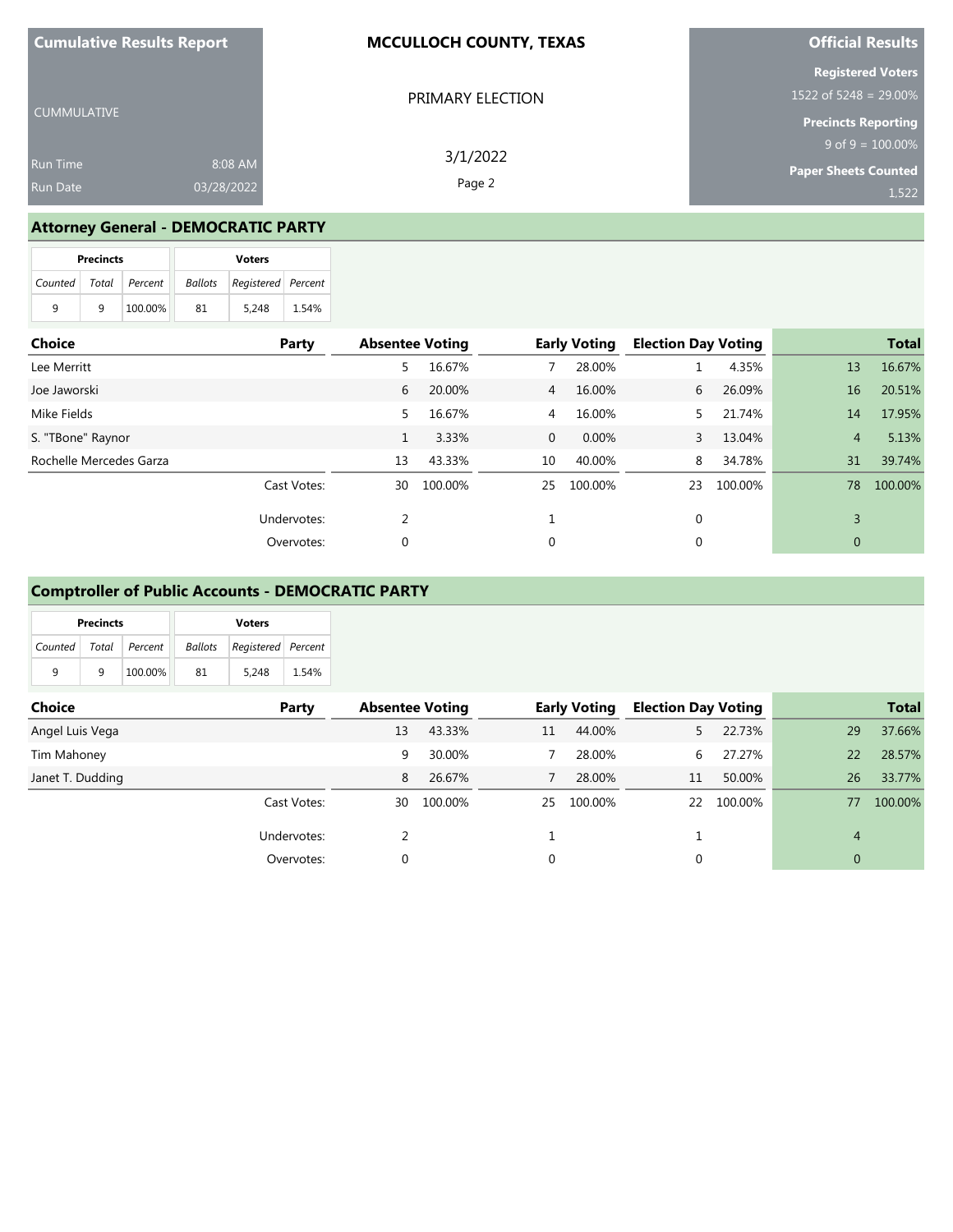| Cumulative Results Report | MCCULLOCH COUNTY, TEXAS | Official Results |
|---|---|---|
| CUMMULATIVE | PRIMARY ELECTION | Registered Voters 1522 of 5248 = 29.00% |
| Run Time 8:08 AM | 3/1/2022 | Precincts Reporting 9 of 9 = 100.00% |
| Run Date 03/28/2022 | | Paper Sheets Counted 1,522 |

## Attorney General - DEMOCRATIC PARTY

| Precincts | | | Voters | | |
|---|---|---|---|---|---|
| Counted | Total | Percent | Ballots | Registered | Percent |
| 9 | 9 | 100.00% | 81 | 5,248 | 1.54% |

| Choice | Party | Absentee Voting | | Early Voting | | Election Day Voting | | Total | |
|---|---|---|---|---|---|---|---|---|---|
| Lee Merritt | | 5 | 16.67% | 7 | 28.00% | 1 | 4.35% | 13 | 16.67% |
| Joe Jaworski | | 6 | 20.00% | 4 | 16.00% | 6 | 26.09% | 16 | 20.51% |
| Mike Fields | | 5 | 16.67% | 4 | 16.00% | 5 | 21.74% | 14 | 17.95% |
| S. "TBone" Raynor | | 1 | 3.33% | 0 | 0.00% | 3 | 13.04% | 4 | 5.13% |
| Rochelle Mercedes Garza | | 13 | 43.33% | 10 | 40.00% | 8 | 34.78% | 31 | 39.74% |
| | Cast Votes: | 30 | 100.00% | 25 | 100.00% | 23 | 100.00% | 78 | 100.00% |
| | Undervotes: | 2 | | 1 | | 0 | | 3 | |
| | Overvotes: | 0 | | 0 | | 0 | | 0 | |

## Comptroller of Public Accounts - DEMOCRATIC PARTY

| Precincts | | | Voters | | |
|---|---|---|---|---|---|
| Counted | Total | Percent | Ballots | Registered | Percent |
| 9 | 9 | 100.00% | 81 | 5,248 | 1.54% |

| Choice | Party | Absentee Voting | | Early Voting | | Election Day Voting | | Total | |
|---|---|---|---|---|---|---|---|---|---|
| Angel Luis Vega | | 13 | 43.33% | 11 | 44.00% | 5 | 22.73% | 29 | 37.66% |
| Tim Mahoney | | 9 | 30.00% | 7 | 28.00% | 6 | 27.27% | 22 | 28.57% |
| Janet T. Dudding | | 8 | 26.67% | 7 | 28.00% | 11 | 50.00% | 26 | 33.77% |
| | Cast Votes: | 30 | 100.00% | 25 | 100.00% | 22 | 100.00% | 77 | 100.00% |
| | Undervotes: | 2 | | 1 | | 1 | | 4 | |
| | Overvotes: | 0 | | 0 | | 0 | | 0 | |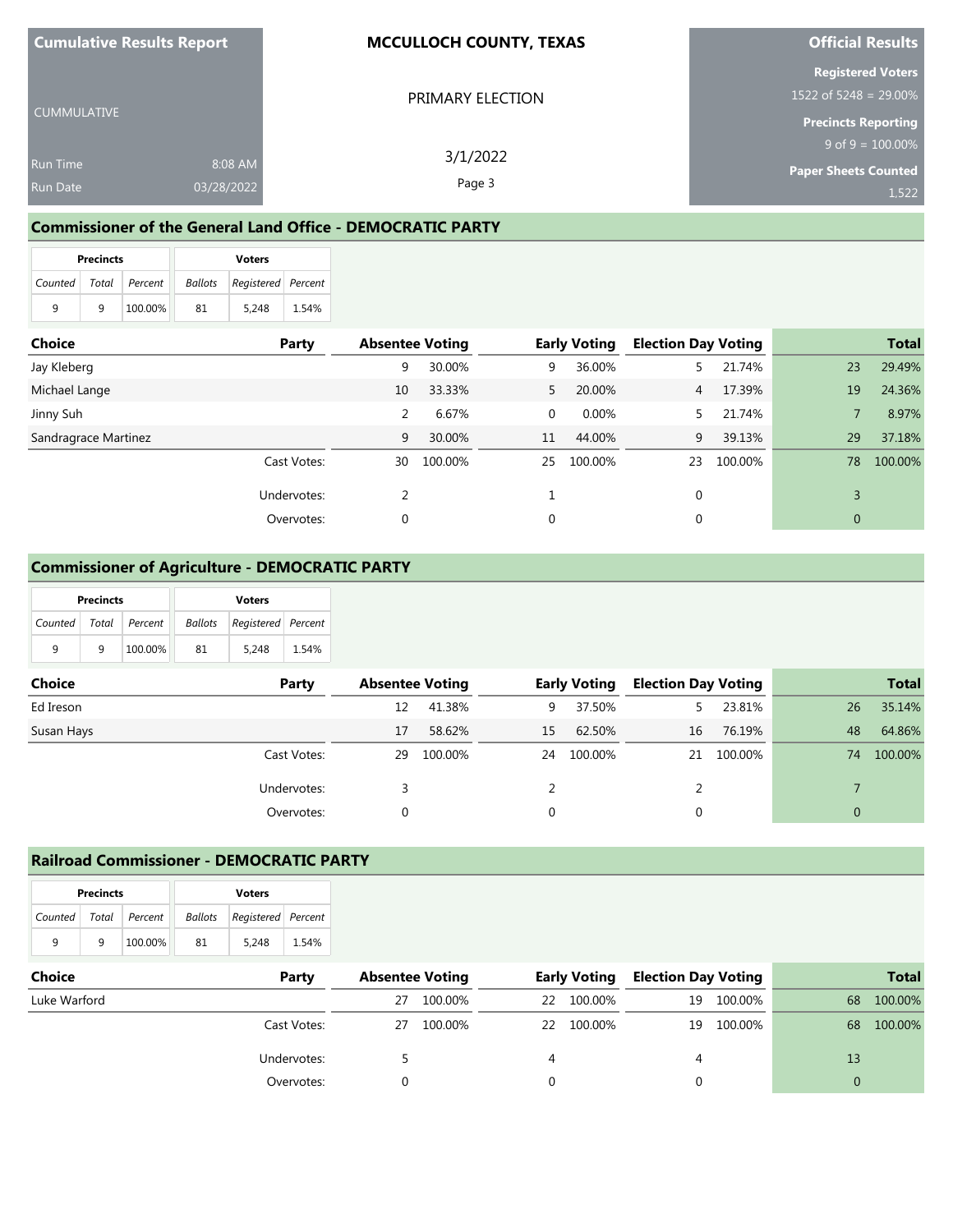**Cumulative Results Report**

CUMMULATIVE

Run Time 8:08 AM

Run Date 03/28/2022

**MCCULLOCH COUNTY, TEXAS**

PRIMARY ELECTION

3/1/2022

**Official Results**

**Registered Voters**
1522 of 5248 = 29.00%

**Precincts Reporting**
9 of 9 = 100.00%

**Paper Sheets Counted**
1,522

## Commissioner of the General Land Office - DEMOCRATIC PARTY

| Precincts | | | Voters | | |
|---|---|---|---|---|---|
| Counted | Total | Percent | Ballots | Registered | Percent |
| 9 | 9 | 100.00% | 81 | 5,248 | 1.54% |

| Choice | Party | Absentee Voting | | Early Voting | | Election Day Voting | | Total | |
|---|---|---|---|---|---|---|---|---|---|
| Jay Kleberg | | 9 | 30.00% | 9 | 36.00% | 5 | 21.74% | 23 | 29.49% |
| Michael Lange | | 10 | 33.33% | 5 | 20.00% | 4 | 17.39% | 19 | 24.36% |
| Jinny Suh | | 2 | 6.67% | 0 | 0.00% | 5 | 21.74% | 7 | 8.97% |
| Sandragrace Martinez | | 9 | 30.00% | 11 | 44.00% | 9 | 39.13% | 29 | 37.18% |
| | Cast Votes: | 30 | 100.00% | 25 | 100.00% | 23 | 100.00% | 78 | 100.00% |
| | Undervotes: | 2 | | 1 | | 0 | | 3 | |
| | Overvotes: | 0 | | 0 | | 0 | | 0 | |

## Commissioner of Agriculture - DEMOCRATIC PARTY

| Precincts | | | Voters | | |
|---|---|---|---|---|---|
| Counted | Total | Percent | Ballots | Registered | Percent |
| 9 | 9 | 100.00% | 81 | 5,248 | 1.54% |

| Choice | Party | Absentee Voting | | Early Voting | | Election Day Voting | | Total | |
|---|---|---|---|---|---|---|---|---|---|
| Ed Ireson | | 12 | 41.38% | 9 | 37.50% | 5 | 23.81% | 26 | 35.14% |
| Susan Hays | | 17 | 58.62% | 15 | 62.50% | 16 | 76.19% | 48 | 64.86% |
| | Cast Votes: | 29 | 100.00% | 24 | 100.00% | 21 | 100.00% | 74 | 100.00% |
| | Undervotes: | 3 | | 2 | | 2 | | 7 | |
| | Overvotes: | 0 | | 0 | | 0 | | 0 | |

## Railroad Commissioner - DEMOCRATIC PARTY

| Precincts | | | Voters | | |
|---|---|---|---|---|---|
| Counted | Total | Percent | Ballots | Registered | Percent |
| 9 | 9 | 100.00% | 81 | 5,248 | 1.54% |

| Choice | Party | Absentee Voting | | Early Voting | | Election Day Voting | | Total | |
|---|---|---|---|---|---|---|---|---|---|
| Luke Warford | | 27 | 100.00% | 22 | 100.00% | 19 | 100.00% | 68 | 100.00% |
| | Cast Votes: | 27 | 100.00% | 22 | 100.00% | 19 | 100.00% | 68 | 100.00% |
| | Undervotes: | 5 | | 4 | | 4 | | 13 | |
| | Overvotes: | 0 | | 0 | | 0 | | 0 | |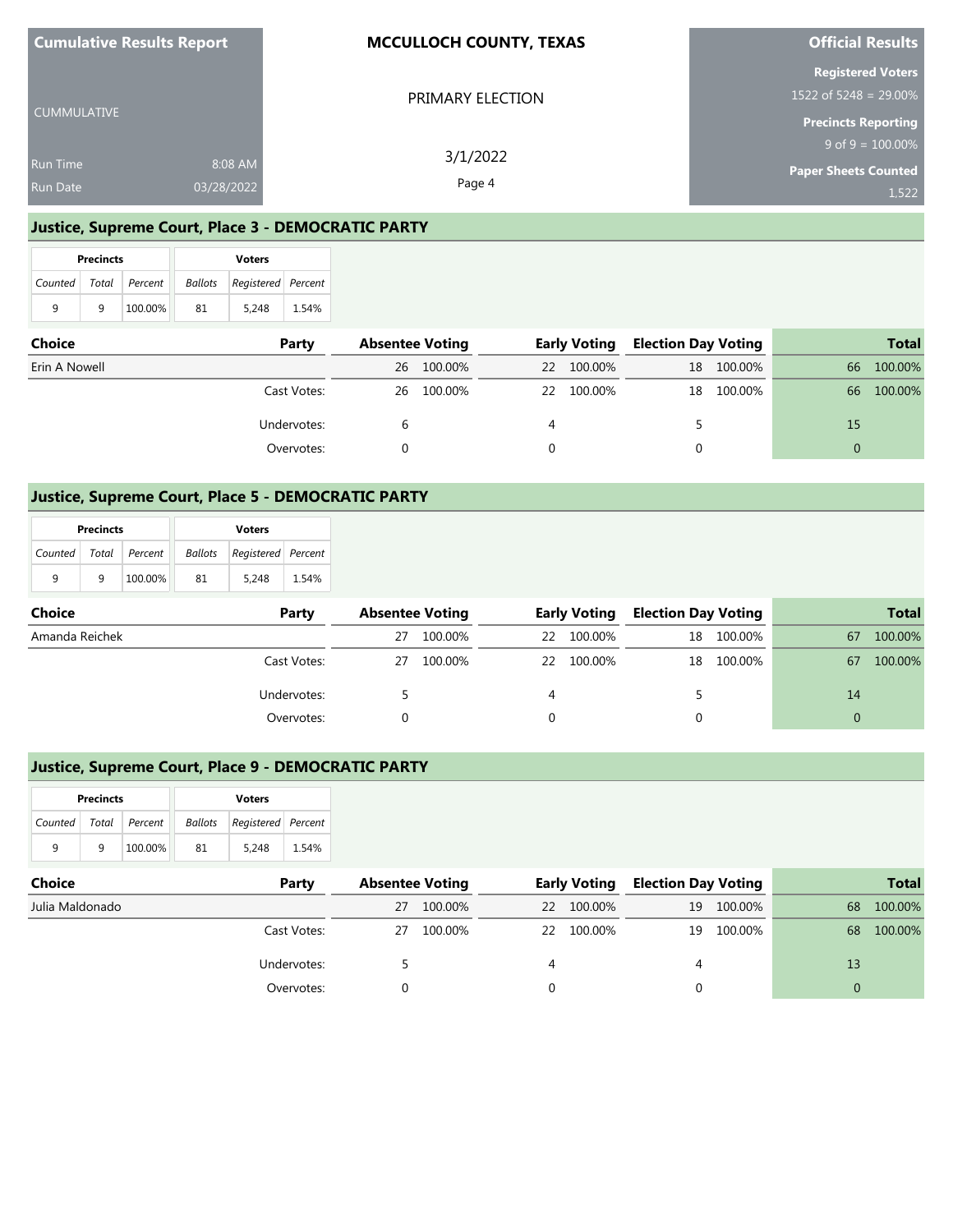**Cumulative Results Report**

CUMMULATIVE

Run Time 8:08 AM
Run Date 03/28/2022

**MCCULLOCH COUNTY, TEXAS**

PRIMARY ELECTION

3/1/2022

**Official Results**

**Registered Voters**
1522 of 5248 = 29.00%

**Precincts Reporting**
9 of 9 = 100.00%

**Paper Sheets Counted**
1,522

## Justice, Supreme Court, Place 3 - DEMOCRATIC PARTY

| Precincts | | | Voters | | |
|---|---|---|---|---|---|
| Counted | Total | Percent | Ballots | Registered | Percent |
| 9 | 9 | 100.00% | 81 | 5,248 | 1.54% |

| Choice | Party | Absentee Voting | | Early Voting | | Election Day Voting | | Total | |
|---|---|---|---|---|---|---|---|---|---|
| Erin A Nowell | | 26 | 100.00% | 22 | 100.00% | 18 | 100.00% | 66 | 100.00% |
| | Cast Votes: | 26 | 100.00% | 22 | 100.00% | 18 | 100.00% | 66 | 100.00% |
| | Undervotes: | 6 | | 4 | | 5 | | 15 | |
| | Overvotes: | 0 | | 0 | | 0 | | 0 | |

## Justice, Supreme Court, Place 5 - DEMOCRATIC PARTY

| Precincts | | | Voters | | |
|---|---|---|---|---|---|
| Counted | Total | Percent | Ballots | Registered | Percent |
| 9 | 9 | 100.00% | 81 | 5,248 | 1.54% |

| Choice | Party | Absentee Voting | | Early Voting | | Election Day Voting | | Total | |
|---|---|---|---|---|---|---|---|---|---|
| Amanda Reichek | | 27 | 100.00% | 22 | 100.00% | 18 | 100.00% | 67 | 100.00% |
| | Cast Votes: | 27 | 100.00% | 22 | 100.00% | 18 | 100.00% | 67 | 100.00% |
| | Undervotes: | 5 | | 4 | | 5 | | 14 | |
| | Overvotes: | 0 | | 0 | | 0 | | 0 | |

## Justice, Supreme Court, Place 9 - DEMOCRATIC PARTY

| Precincts | | | Voters | | |
|---|---|---|---|---|---|
| Counted | Total | Percent | Ballots | Registered | Percent |
| 9 | 9 | 100.00% | 81 | 5,248 | 1.54% |

| Choice | Party | Absentee Voting | | Early Voting | | Election Day Voting | | Total | |
|---|---|---|---|---|---|---|---|---|---|
| Julia Maldonado | | 27 | 100.00% | 22 | 100.00% | 19 | 100.00% | 68 | 100.00% |
| | Cast Votes: | 27 | 100.00% | 22 | 100.00% | 19 | 100.00% | 68 | 100.00% |
| | Undervotes: | 5 | | 4 | | 4 | | 13 | |
| | Overvotes: | 0 | | 0 | | 0 | | 0 | |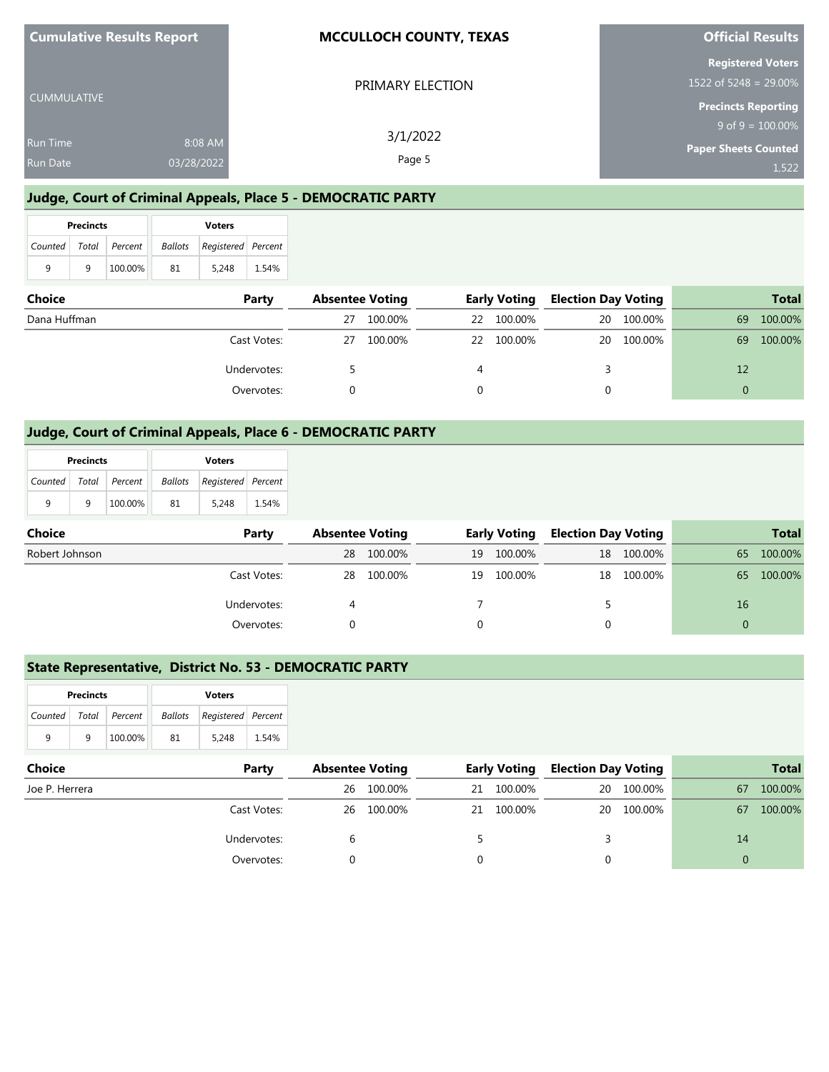| Cumulative Results Report | MCCULLOCH COUNTY, TEXAS | Official Results |
|---|---|---|
| CUMMULATIVE | PRIMARY ELECTION | Registered Voters 1522 of 5248 = 29.00% |
| Run Time 8:08 AM | 3/1/2022 | Precincts Reporting 9 of 9 = 100.00% |
| Run Date 03/28/2022 | | Paper Sheets Counted 1,522 |

## Judge, Court of Criminal Appeals, Place 5 - DEMOCRATIC PARTY

| Precincts | | | Voters | | |
|---|---|---|---|---|---|
| Counted | Total | Percent | Ballots | Registered | Percent |
| 9 | 9 | 100.00% | 81 | 5,248 | 1.54% |

| Choice | Party | Absentee Voting | | Early Voting | | Election Day Voting | | Total | |
|---|---|---|---|---|---|---|---|---|---|
| Dana Huffman | | 27 | 100.00% | 22 | 100.00% | 20 | 100.00% | 69 | 100.00% |
| | Cast Votes: | 27 | 100.00% | 22 | 100.00% | 20 | 100.00% | 69 | 100.00% |
| | Undervotes: | 5 | | 4 | | 3 | | 12 | |
| | Overvotes: | 0 | | 0 | | 0 | | 0 | |

## Judge, Court of Criminal Appeals, Place 6 - DEMOCRATIC PARTY

| Precincts | | | Voters | | |
|---|---|---|---|---|---|
| Counted | Total | Percent | Ballots | Registered | Percent |
| 9 | 9 | 100.00% | 81 | 5,248 | 1.54% |

| Choice | Party | Absentee Voting | | Early Voting | | Election Day Voting | | Total | |
|---|---|---|---|---|---|---|---|---|---|
| Robert Johnson | | 28 | 100.00% | 19 | 100.00% | 18 | 100.00% | 65 | 100.00% |
| | Cast Votes: | 28 | 100.00% | 19 | 100.00% | 18 | 100.00% | 65 | 100.00% |
| | Undervotes: | 4 | | 7 | | 5 | | 16 | |
| | Overvotes: | 0 | | 0 | | 0 | | 0 | |

## State Representative, District No. 53 - DEMOCRATIC PARTY

| Precincts | | | Voters | | |
|---|---|---|---|---|---|
| Counted | Total | Percent | Ballots | Registered | Percent |
| 9 | 9 | 100.00% | 81 | 5,248 | 1.54% |

| Choice | Party | Absentee Voting | | Early Voting | | Election Day Voting | | Total | |
|---|---|---|---|---|---|---|---|---|---|
| Joe P. Herrera | | 26 | 100.00% | 21 | 100.00% | 20 | 100.00% | 67 | 100.00% |
| | Cast Votes: | 26 | 100.00% | 21 | 100.00% | 20 | 100.00% | 67 | 100.00% |
| | Undervotes: | 6 | | 5 | | 3 | | 14 | |
| | Overvotes: | 0 | | 0 | | 0 | | 0 | |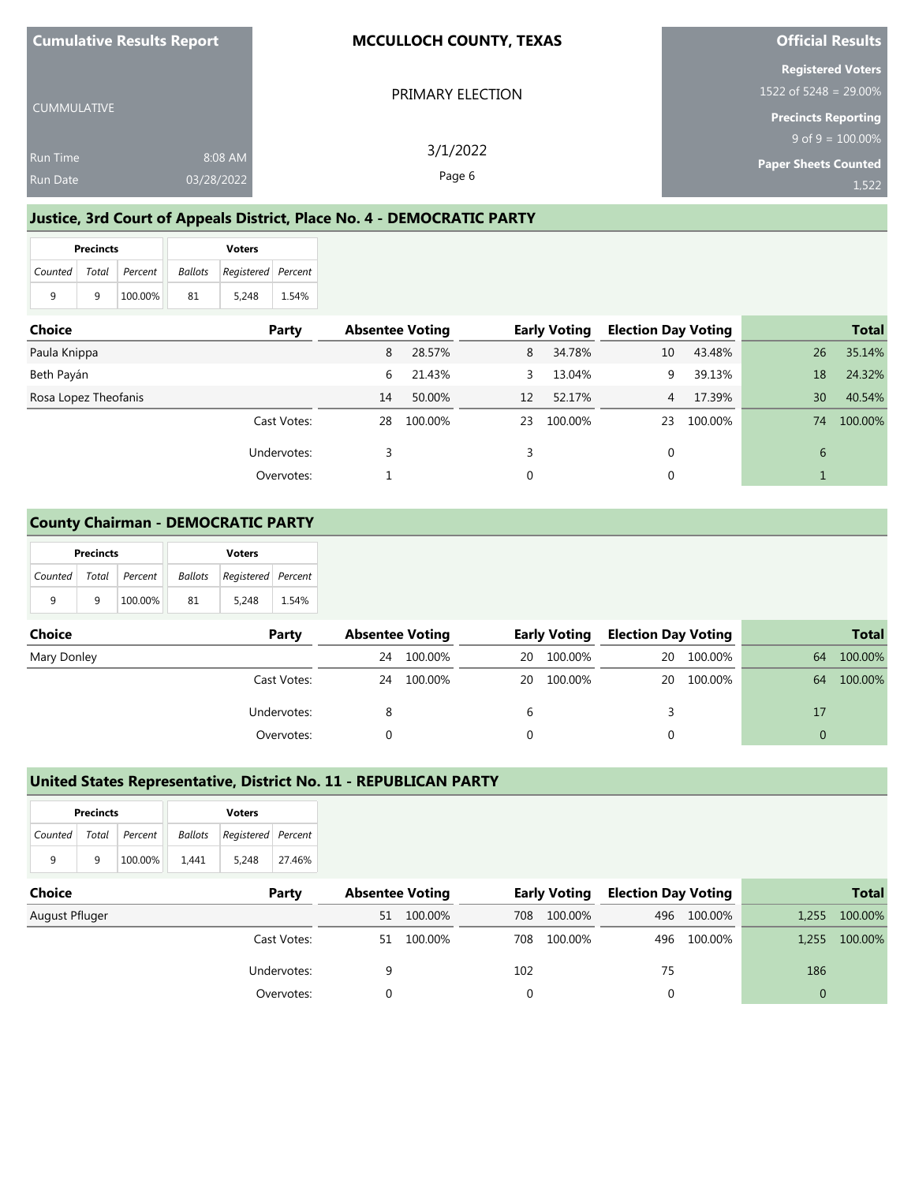| Cumulative Results Report | MCCULLOCH COUNTY, TEXAS | Official Results |
|---|---|---|
| CUMMULATIVE | PRIMARY ELECTION | Registered Voters 1522 of 5248 = 29.00% |
| Run Time 8:08 AM | 3/1/2022 | Precincts Reporting 9 of 9 = 100.00% |
| Run Date 03/28/2022 | | Paper Sheets Counted 1,522 |

## Justice, 3rd Court of Appeals District, Place No. 4 - DEMOCRATIC PARTY

| Precincts | | | Voters | | |
|---|---|---|---|---|---|
| Counted | Total | Percent | Ballots | Registered | Percent |
| 9 | 9 | 100.00% | 81 | 5,248 | 1.54% |

| Choice | Party | Absentee Voting | | Early Voting | | Election Day Voting | | Total | |
|---|---|---|---|---|---|---|---|---|---|
| Paula Knippa | | 8 | 28.57% | 8 | 34.78% | 10 | 43.48% | 26 | 35.14% |
| Beth Payán | | 6 | 21.43% | 3 | 13.04% | 9 | 39.13% | 18 | 24.32% |
| Rosa Lopez Theofanis | | 14 | 50.00% | 12 | 52.17% | 4 | 17.39% | 30 | 40.54% |
| | Cast Votes: | 28 | 100.00% | 23 | 100.00% | 23 | 100.00% | 74 | 100.00% |
| | Undervotes: | 3 | | 3 | | 0 | | 6 | |
| | Overvotes: | 1 | | 0 | | 0 | | 1 | |

## County Chairman - DEMOCRATIC PARTY

| Precincts | | | Voters | | |
|---|---|---|---|---|---|
| Counted | Total | Percent | Ballots | Registered | Percent |
| 9 | 9 | 100.00% | 81 | 5,248 | 1.54% |

| Choice | Party | Absentee Voting | | Early Voting | | Election Day Voting | | Total | |
|---|---|---|---|---|---|---|---|---|---|
| Mary Donley | | 24 | 100.00% | 20 | 100.00% | 20 | 100.00% | 64 | 100.00% |
| | Cast Votes: | 24 | 100.00% | 20 | 100.00% | 20 | 100.00% | 64 | 100.00% |
| | Undervotes: | 8 | | 6 | | 3 | | 17 | |
| | Overvotes: | 0 | | 0 | | 0 | | 0 | |

## United States Representative, District No. 11 - REPUBLICAN PARTY

| Precincts | | | Voters | | |
|---|---|---|---|---|---|
| Counted | Total | Percent | Ballots | Registered | Percent |
| 9 | 9 | 100.00% | 1,441 | 5,248 | 27.46% |

| Choice | Party | Absentee Voting | | Early Voting | | Election Day Voting | | Total | |
|---|---|---|---|---|---|---|---|---|---|
| August Pfluger | | 51 | 100.00% | 708 | 100.00% | 496 | 100.00% | 1,255 | 100.00% |
| | Cast Votes: | 51 | 100.00% | 708 | 100.00% | 496 | 100.00% | 1,255 | 100.00% |
| | Undervotes: | 9 | | 102 | | 75 | | 186 | |
| | Overvotes: | 0 | | 0 | | 0 | | 0 | |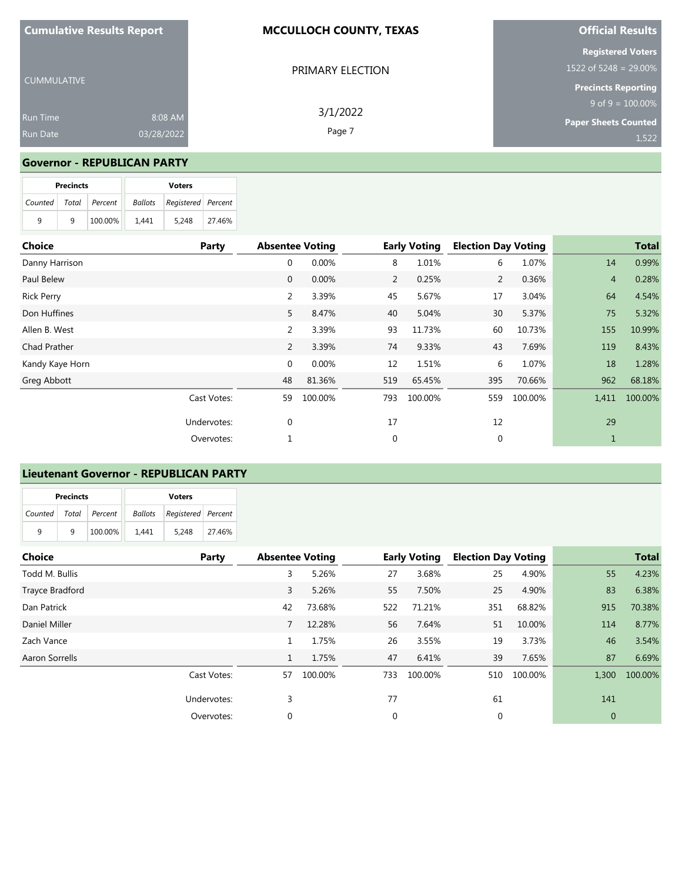**Cumulative Results Report** | **MCCULLOCH COUNTY, TEXAS** | **Official Results**

CUMMULATIVE

PRIMARY ELECTION

3/1/2022

Run Time 8:08 AM
Run Date 03/28/2022

**Registered Voters**
1522 of 5248 = 29.00%

**Precincts Reporting**
9 of 9 = 100.00%

**Paper Sheets Counted**
1,522

## Governor - REPUBLICAN PARTY

| Precincts | | | Voters | | |
|---|---|---|---|---|---|
| Counted | Total | Percent | Ballots | Registered | Percent |
| 9 | 9 | 100.00% | 1,441 | 5,248 | 27.46% |

| Choice | Party | Absentee Voting | | Early Voting | | Election Day Voting | | Total | |
|---|---|---|---|---|---|---|---|---|---|
| Danny Harrison | | 0 | 0.00% | 8 | 1.01% | 6 | 1.07% | 14 | 0.99% |
| Paul Belew | | 0 | 0.00% | 2 | 0.25% | 2 | 0.36% | 4 | 0.28% |
| Rick Perry | | 2 | 3.39% | 45 | 5.67% | 17 | 3.04% | 64 | 4.54% |
| Don Huffines | | 5 | 8.47% | 40 | 5.04% | 30 | 5.37% | 75 | 5.32% |
| Allen B. West | | 2 | 3.39% | 93 | 11.73% | 60 | 10.73% | 155 | 10.99% |
| Chad Prather | | 2 | 3.39% | 74 | 9.33% | 43 | 7.69% | 119 | 8.43% |
| Kandy Kaye Horn | | 0 | 0.00% | 12 | 1.51% | 6 | 1.07% | 18 | 1.28% |
| Greg Abbott | | 48 | 81.36% | 519 | 65.45% | 395 | 70.66% | 962 | 68.18% |
| | Cast Votes: | 59 | 100.00% | 793 | 100.00% | 559 | 100.00% | 1,411 | 100.00% |
| | Undervotes: | 0 | | 17 | | 12 | | 29 | |
| | Overvotes: | 1 | | 0 | | 0 | | 1 | |

## Lieutenant Governor - REPUBLICAN PARTY

| Precincts | | | Voters | | |
|---|---|---|---|---|---|
| Counted | Total | Percent | Ballots | Registered | Percent |
| 9 | 9 | 100.00% | 1,441 | 5,248 | 27.46% |

| Choice | Party | Absentee Voting | | Early Voting | | Election Day Voting | | Total | |
|---|---|---|---|---|---|---|---|---|---|
| Todd M. Bullis | | 3 | 5.26% | 27 | 3.68% | 25 | 4.90% | 55 | 4.23% |
| Trayce Bradford | | 3 | 5.26% | 55 | 7.50% | 25 | 4.90% | 83 | 6.38% |
| Dan Patrick | | 42 | 73.68% | 522 | 71.21% | 351 | 68.82% | 915 | 70.38% |
| Daniel Miller | | 7 | 12.28% | 56 | 7.64% | 51 | 10.00% | 114 | 8.77% |
| Zach Vance | | 1 | 1.75% | 26 | 3.55% | 19 | 3.73% | 46 | 3.54% |
| Aaron Sorrells | | 1 | 1.75% | 47 | 6.41% | 39 | 7.65% | 87 | 6.69% |
| | Cast Votes: | 57 | 100.00% | 733 | 100.00% | 510 | 100.00% | 1,300 | 100.00% |
| | Undervotes: | 3 | | 77 | | 61 | | 141 | |
| | Overvotes: | 0 | | 0 | | 0 | | 0 | |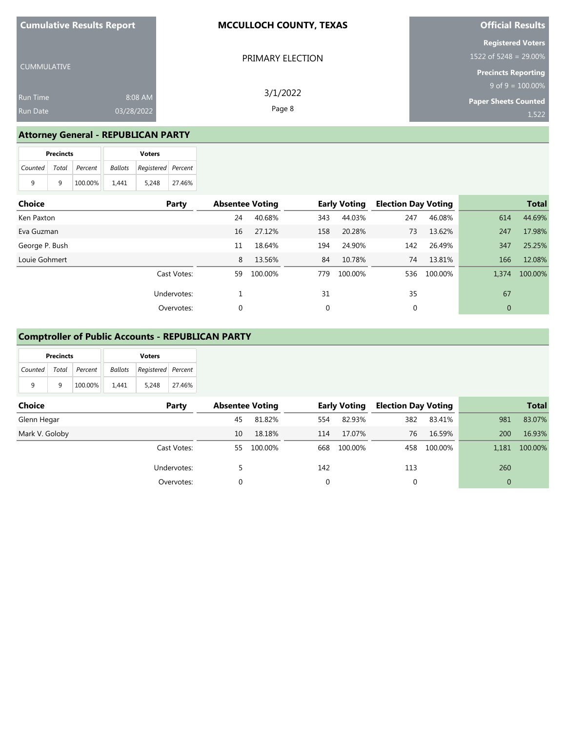**Cumulative Results Report**

CUMMULATIVE

Run Time 8:08 AM

Run Date 03/28/2022

**MCCULLOCH COUNTY, TEXAS**

PRIMARY ELECTION

3/1/2022

**Official Results**

**Registered Voters**
1522 of 5248 = 29.00%

**Precincts Reporting**
9 of 9 = 100.00%

**Paper Sheets Counted**
1,522

## Attorney General - REPUBLICAN PARTY

| Precincts | | | Voters | | |
|---|---|---|---|---|---|
| Counted | Total | Percent | Ballots | Registered | Percent |
| 9 | 9 | 100.00% | 1,441 | 5,248 | 27.46% |

| Choice | Party | Absentee Voting | | Early Voting | | Election Day Voting | | Total | |
|---|---|---|---|---|---|---|---|---|---|
| Ken Paxton | | 24 | 40.68% | 343 | 44.03% | 247 | 46.08% | 614 | 44.69% |
| Eva Guzman | | 16 | 27.12% | 158 | 20.28% | 73 | 13.62% | 247 | 17.98% |
| George P. Bush | | 11 | 18.64% | 194 | 24.90% | 142 | 26.49% | 347 | 25.25% |
| Louie Gohmert | | 8 | 13.56% | 84 | 10.78% | 74 | 13.81% | 166 | 12.08% |
| | Cast Votes: | 59 | 100.00% | 779 | 100.00% | 536 | 100.00% | 1,374 | 100.00% |
| | Undervotes: | 1 | | 31 | | 35 | | 67 | |
| | Overvotes: | 0 | | 0 | | 0 | | 0 | |

## Comptroller of Public Accounts - REPUBLICAN PARTY

| Precincts | | | Voters | | |
|---|---|---|---|---|---|
| Counted | Total | Percent | Ballots | Registered | Percent |
| 9 | 9 | 100.00% | 1,441 | 5,248 | 27.46% |

| Choice | Party | Absentee Voting | | Early Voting | | Election Day Voting | | Total | |
|---|---|---|---|---|---|---|---|---|---|
| Glenn Hegar | | 45 | 81.82% | 554 | 82.93% | 382 | 83.41% | 981 | 83.07% |
| Mark V. Goloby | | 10 | 18.18% | 114 | 17.07% | 76 | 16.59% | 200 | 16.93% |
| | Cast Votes: | 55 | 100.00% | 668 | 100.00% | 458 | 100.00% | 1,181 | 100.00% |
| | Undervotes: | 5 | | 142 | | 113 | | 260 | |
| | Overvotes: | 0 | | 0 | | 0 | | 0 | |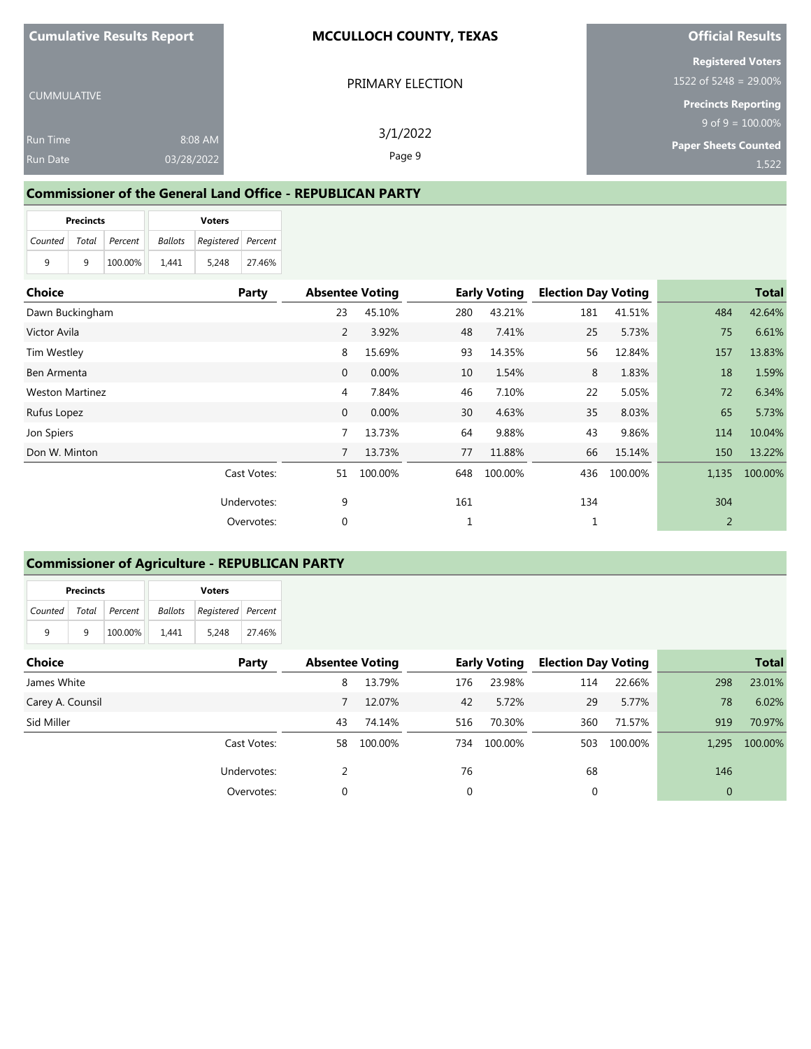**Cumulative Results Report**

CUMMULATIVE

Run Time 8:08 AM
Run Date 03/28/2022

**MCCULLOCH COUNTY, TEXAS**

PRIMARY ELECTION

3/1/2022

**Official Results**

**Registered Voters**
1522 of 5248 = 29.00%

**Precincts Reporting**
9 of 9 = 100.00%

**Paper Sheets Counted**
1,522

## Commissioner of the General Land Office - REPUBLICAN PARTY

| Precincts | | | Voters | | |
|---|---|---|---|---|---|
| Counted | Total | Percent | Ballots | Registered | Percent |
| 9 | 9 | 100.00% | 1,441 | 5,248 | 27.46% |

| Choice | Party | Absentee Voting | | Early Voting | | Election Day Voting | | Total | |
|---|---|---|---|---|---|---|---|---|---|
| Dawn Buckingham | | 23 | 45.10% | 280 | 43.21% | 181 | 41.51% | 484 | 42.64% |
| Victor Avila | | 2 | 3.92% | 48 | 7.41% | 25 | 5.73% | 75 | 6.61% |
| Tim Westley | | 8 | 15.69% | 93 | 14.35% | 56 | 12.84% | 157 | 13.83% |
| Ben Armenta | | 0 | 0.00% | 10 | 1.54% | 8 | 1.83% | 18 | 1.59% |
| Weston Martinez | | 4 | 7.84% | 46 | 7.10% | 22 | 5.05% | 72 | 6.34% |
| Rufus Lopez | | 0 | 0.00% | 30 | 4.63% | 35 | 8.03% | 65 | 5.73% |
| Jon Spiers | | 7 | 13.73% | 64 | 9.88% | 43 | 9.86% | 114 | 10.04% |
| Don W. Minton | | 7 | 13.73% | 77 | 11.88% | 66 | 15.14% | 150 | 13.22% |
| | Cast Votes: | 51 | 100.00% | 648 | 100.00% | 436 | 100.00% | 1,135 | 100.00% |
| | Undervotes: | 9 | | 161 | | 134 | | 304 | |
| | Overvotes: | 0 | | 1 | | 1 | | 2 | |

## Commissioner of Agriculture - REPUBLICAN PARTY

| Precincts | | | Voters | | |
|---|---|---|---|---|---|
| Counted | Total | Percent | Ballots | Registered | Percent |
| 9 | 9 | 100.00% | 1,441 | 5,248 | 27.46% |

| Choice | Party | Absentee Voting | | Early Voting | | Election Day Voting | | Total | |
|---|---|---|---|---|---|---|---|---|---|
| James White | | 8 | 13.79% | 176 | 23.98% | 114 | 22.66% | 298 | 23.01% |
| Carey A. Counsil | | 7 | 12.07% | 42 | 5.72% | 29 | 5.77% | 78 | 6.02% |
| Sid Miller | | 43 | 74.14% | 516 | 70.30% | 360 | 71.57% | 919 | 70.97% |
| | Cast Votes: | 58 | 100.00% | 734 | 100.00% | 503 | 100.00% | 1,295 | 100.00% |
| | Undervotes: | 2 | | 76 | | 68 | | 146 | |
| | Overvotes: | 0 | | 0 | | 0 | | 0 | |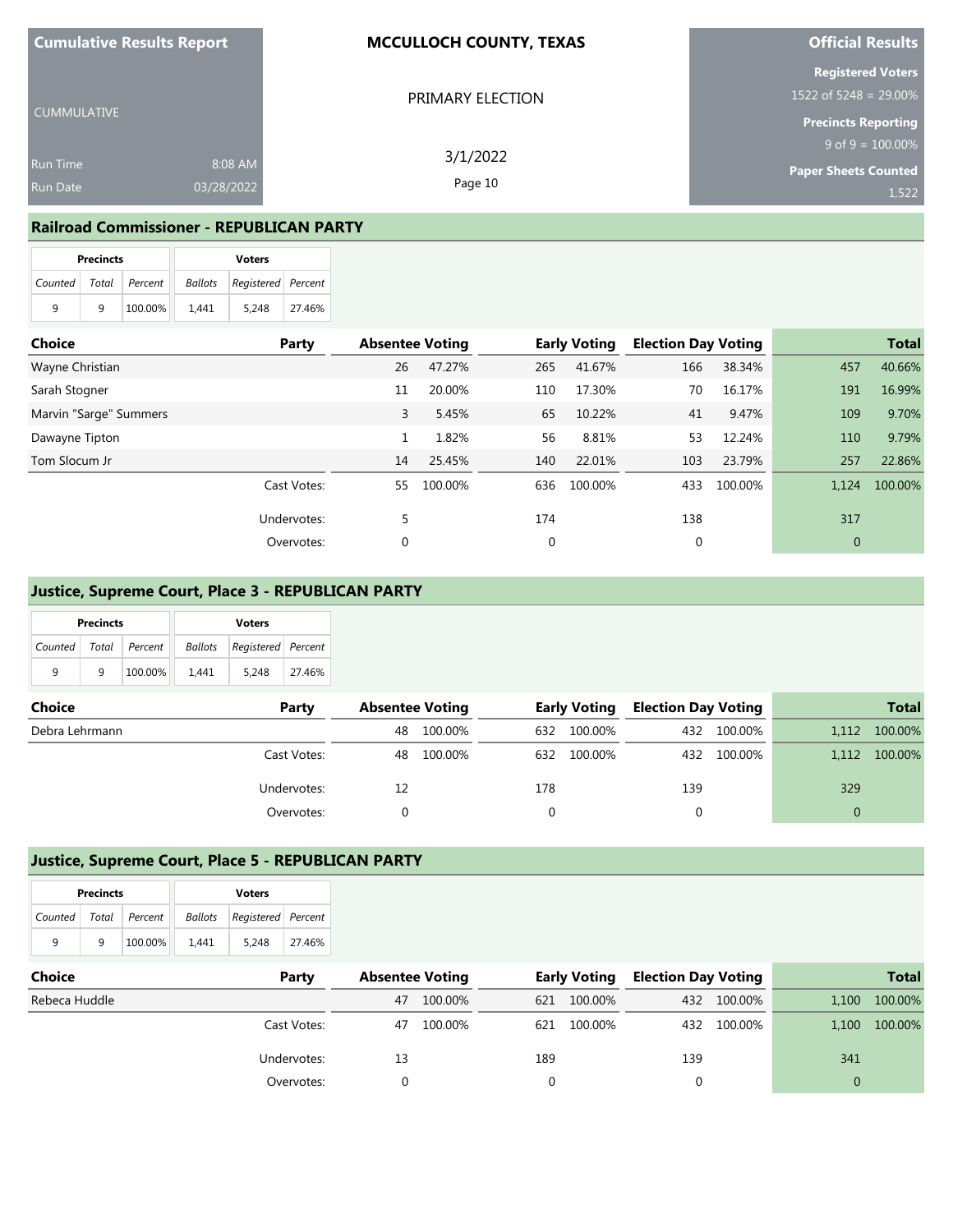**Cumulative Results Report**

CUMMULATIVE

Run Time 8:08 AM
Run Date 03/28/2022

**MCCULLOCH COUNTY, TEXAS**

PRIMARY ELECTION

3/1/2022

**Official Results**

**Registered Voters**
1522 of 5248 = 29.00%

**Precincts Reporting**
9 of 9 = 100.00%

**Paper Sheets Counted**
1,522

## Railroad Commissioner - REPUBLICAN PARTY

| Precincts | | | Voters | | |
|---|---|---|---|---|---|
| Counted | Total | Percent | Ballots | Registered | Percent |
| 9 | 9 | 100.00% | 1,441 | 5,248 | 27.46% |

| Choice | Party | Absentee Voting | | Early Voting | | Election Day Voting | | Total | |
|---|---|---|---|---|---|---|---|---|---|
| Wayne Christian | | 26 | 47.27% | 265 | 41.67% | 166 | 38.34% | 457 | 40.66% |
| Sarah Stogner | | 11 | 20.00% | 110 | 17.30% | 70 | 16.17% | 191 | 16.99% |
| Marvin "Sarge" Summers | | 3 | 5.45% | 65 | 10.22% | 41 | 9.47% | 109 | 9.70% |
| Dawayne Tipton | | 1 | 1.82% | 56 | 8.81% | 53 | 12.24% | 110 | 9.79% |
| Tom Slocum Jr | | 14 | 25.45% | 140 | 22.01% | 103 | 23.79% | 257 | 22.86% |
| | Cast Votes: | 55 | 100.00% | 636 | 100.00% | 433 | 100.00% | 1,124 | 100.00% |
| | Undervotes: | 5 | | 174 | | 138 | | 317 | |
| | Overvotes: | 0 | | 0 | | 0 | | 0 | |

## Justice, Supreme Court, Place 3 - REPUBLICAN PARTY

| Precincts | | | Voters | | |
|---|---|---|---|---|---|
| Counted | Total | Percent | Ballots | Registered | Percent |
| 9 | 9 | 100.00% | 1,441 | 5,248 | 27.46% |

| Choice | Party | Absentee Voting | | Early Voting | | Election Day Voting | | Total | |
|---|---|---|---|---|---|---|---|---|---|
| Debra Lehrmann | | 48 | 100.00% | 632 | 100.00% | 432 | 100.00% | 1,112 | 100.00% |
| | Cast Votes: | 48 | 100.00% | 632 | 100.00% | 432 | 100.00% | 1,112 | 100.00% |
| | Undervotes: | 12 | | 178 | | 139 | | 329 | |
| | Overvotes: | 0 | | 0 | | 0 | | 0 | |

## Justice, Supreme Court, Place 5 - REPUBLICAN PARTY

| Precincts | | | Voters | | |
|---|---|---|---|---|---|
| Counted | Total | Percent | Ballots | Registered | Percent |
| 9 | 9 | 100.00% | 1,441 | 5,248 | 27.46% |

| Choice | Party | Absentee Voting | | Early Voting | | Election Day Voting | | Total | |
|---|---|---|---|---|---|---|---|---|---|
| Rebeca Huddle | | 47 | 100.00% | 621 | 100.00% | 432 | 100.00% | 1,100 | 100.00% |
| | Cast Votes: | 47 | 100.00% | 621 | 100.00% | 432 | 100.00% | 1,100 | 100.00% |
| | Undervotes: | 13 | | 189 | | 139 | | 341 | |
| | Overvotes: | 0 | | 0 | | 0 | | 0 | |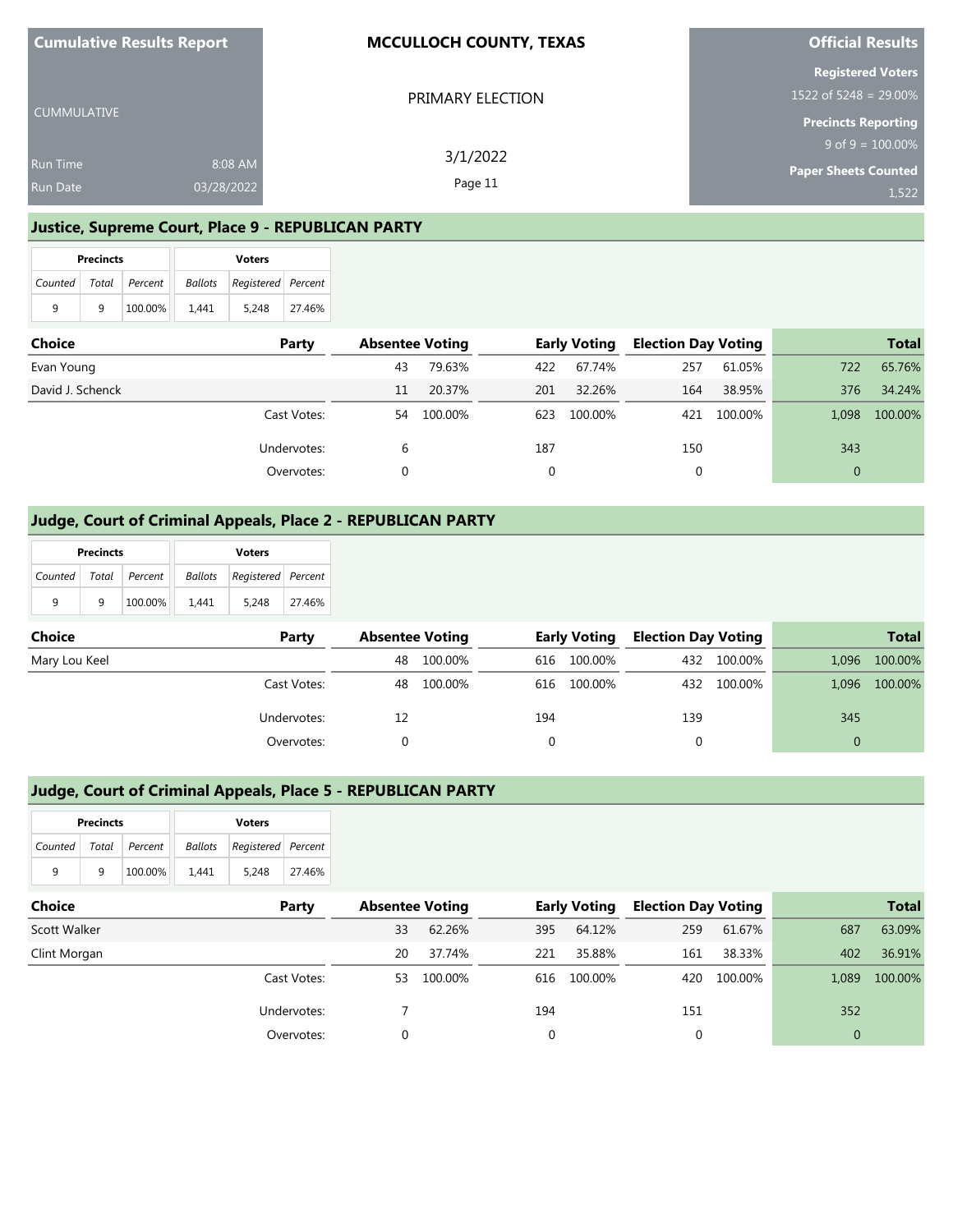## Justice, Supreme Court, Place 9 - REPUBLICAN PARTY

| Precincts | | | Voters | | |
|---|---|---|---|---|---|
| Counted | Total | Percent | Ballots | Registered | Percent |
| 9 | 9 | 100.00% | 1,441 | 5,248 | 27.46% |

| Choice | Party | Absentee Voting | | Early Voting | | Election Day Voting | | Total | |
|---|---|---|---|---|---|---|---|---|---|
| Evan Young | | 43 | 79.63% | 422 | 67.74% | 257 | 61.05% | 722 | 65.76% |
| David J. Schenck | | 11 | 20.37% | 201 | 32.26% | 164 | 38.95% | 376 | 34.24% |
| | Cast Votes: | 54 | 100.00% | 623 | 100.00% | 421 | 100.00% | 1,098 | 100.00% |
| | Undervotes: | 6 | | 187 | | 150 | | 343 | |
| | Overvotes: | 0 | | 0 | | 0 | | 0 | |

## Judge, Court of Criminal Appeals, Place 2 - REPUBLICAN PARTY

| Precincts | | | Voters | | |
|---|---|---|---|---|---|
| Counted | Total | Percent | Ballots | Registered | Percent |
| 9 | 9 | 100.00% | 1,441 | 5,248 | 27.46% |

| Choice | Party | Absentee Voting | | Early Voting | | Election Day Voting | | Total | |
|---|---|---|---|---|---|---|---|---|---|
| Mary Lou Keel | | 48 | 100.00% | 616 | 100.00% | 432 | 100.00% | 1,096 | 100.00% |
| | Cast Votes: | 48 | 100.00% | 616 | 100.00% | 432 | 100.00% | 1,096 | 100.00% |
| | Undervotes: | 12 | | 194 | | 139 | | 345 | |
| | Overvotes: | 0 | | 0 | | 0 | | 0 | |

## Judge, Court of Criminal Appeals, Place 5 - REPUBLICAN PARTY

| Precincts | | | Voters | | |
|---|---|---|---|---|---|
| Counted | Total | Percent | Ballots | Registered | Percent |
| 9 | 9 | 100.00% | 1,441 | 5,248 | 27.46% |

| Choice | Party | Absentee Voting | | Early Voting | | Election Day Voting | | Total | |
|---|---|---|---|---|---|---|---|---|---|
| Scott Walker | | 33 | 62.26% | 395 | 64.12% | 259 | 61.67% | 687 | 63.09% |
| Clint Morgan | | 20 | 37.74% | 221 | 35.88% | 161 | 38.33% | 402 | 36.91% |
| | Cast Votes: | 53 | 100.00% | 616 | 100.00% | 420 | 100.00% | 1,089 | 100.00% |
| | Undervotes: | 7 | | 194 | | 151 | | 352 | |
| | Overvotes: | 0 | | 0 | | 0 | | 0 | |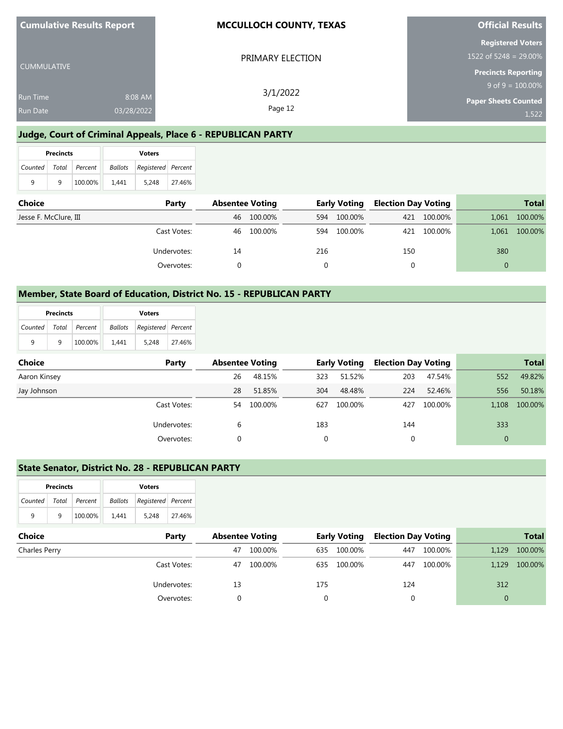| Cumulative Results Report | MCCULLOCH COUNTY, TEXAS | Official Results |
|---|---|---|
| CUMMULATIVE | PRIMARY ELECTION | Registered Voters 1522 of 5248 = 29.00% |
| Run Time 8:08 AM | 3/1/2022 | Precincts Reporting 9 of 9 = 100.00% |
| Run Date 03/28/2022 | | Paper Sheets Counted 1,522 |

## Judge, Court of Criminal Appeals, Place 6 - REPUBLICAN PARTY

| Precincts | | | Voters | | |
|---|---|---|---|---|---|
| Counted | Total | Percent | Ballots | Registered | Percent |
| 9 | 9 | 100.00% | 1,441 | 5,248 | 27.46% |

| Choice | Party | Absentee Voting | | Early Voting | | Election Day Voting | | Total | |
|---|---|---|---|---|---|---|---|---|---|
| Jesse F. McClure, III | | 46 | 100.00% | 594 | 100.00% | 421 | 100.00% | 1,061 | 100.00% |
| | Cast Votes: | 46 | 100.00% | 594 | 100.00% | 421 | 100.00% | 1,061 | 100.00% |
| | Undervotes: | 14 | | 216 | | 150 | | 380 | |
| | Overvotes: | 0 | | 0 | | 0 | | 0 | |

## Member, State Board of Education, District No. 15 - REPUBLICAN PARTY

| Precincts | | | Voters | | |
|---|---|---|---|---|---|
| Counted | Total | Percent | Ballots | Registered | Percent |
| 9 | 9 | 100.00% | 1,441 | 5,248 | 27.46% |

| Choice | Party | Absentee Voting | | Early Voting | | Election Day Voting | | Total | |
|---|---|---|---|---|---|---|---|---|---|
| Aaron Kinsey | | 26 | 48.15% | 323 | 51.52% | 203 | 47.54% | 552 | 49.82% |
| Jay Johnson | | 28 | 51.85% | 304 | 48.48% | 224 | 52.46% | 556 | 50.18% |
| | Cast Votes: | 54 | 100.00% | 627 | 100.00% | 427 | 100.00% | 1,108 | 100.00% |
| | Undervotes: | 6 | | 183 | | 144 | | 333 | |
| | Overvotes: | 0 | | 0 | | 0 | | 0 | |

## State Senator, District No. 28 - REPUBLICAN PARTY

| Precincts | | | Voters | | |
|---|---|---|---|---|---|
| Counted | Total | Percent | Ballots | Registered | Percent |
| 9 | 9 | 100.00% | 1,441 | 5,248 | 27.46% |

| Choice | Party | Absentee Voting | | Early Voting | | Election Day Voting | | Total | |
|---|---|---|---|---|---|---|---|---|---|
| Charles Perry | | 47 | 100.00% | 635 | 100.00% | 447 | 100.00% | 1,129 | 100.00% |
| | Cast Votes: | 47 | 100.00% | 635 | 100.00% | 447 | 100.00% | 1,129 | 100.00% |
| | Undervotes: | 13 | | 175 | | 124 | | 312 | |
| | Overvotes: | 0 | | 0 | | 0 | | 0 | |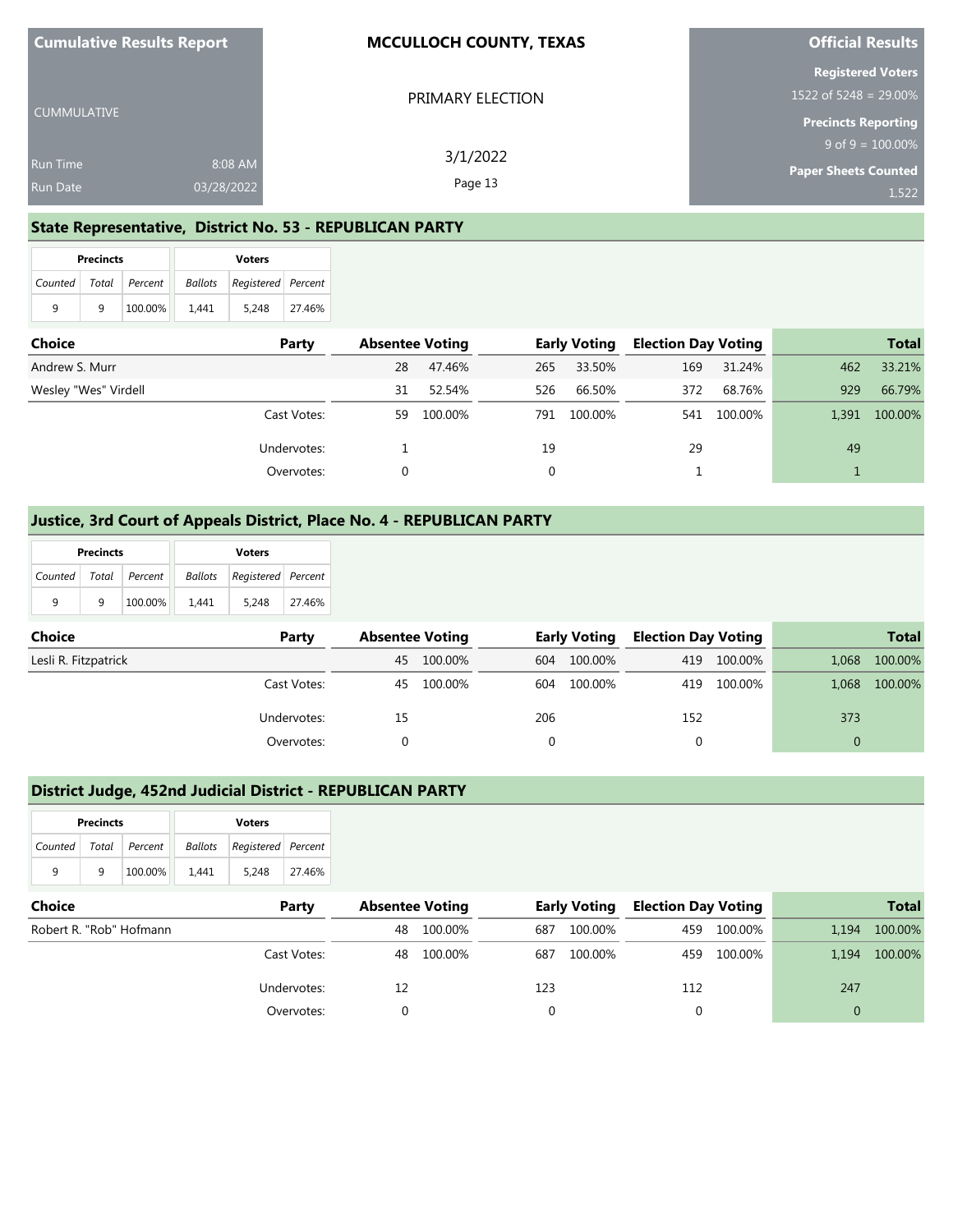**Cumulative Results Report**

CUMMULATIVE

Run Time 8:08 AM
Run Date 03/28/2022

**MCCULLOCH COUNTY, TEXAS**

PRIMARY ELECTION

3/1/2022

**Official Results**

**Registered Voters**
1522 of 5248 = 29.00%

**Precincts Reporting**
9 of 9 = 100.00%

**Paper Sheets Counted**
1,522

## State Representative, District No. 53 - REPUBLICAN PARTY

| Precincts | | | Voters | | |
|---|---|---|---|---|---|
| Counted | Total | Percent | Ballots | Registered | Percent |
| 9 | 9 | 100.00% | 1,441 | 5,248 | 27.46% |

| Choice | Party | Absentee Voting | | Early Voting | | Election Day Voting | | Total | |
|---|---|---|---|---|---|---|---|---|---|
| Andrew S. Murr | | 28 | 47.46% | 265 | 33.50% | 169 | 31.24% | 462 | 33.21% |
| Wesley "Wes" Virdell | | 31 | 52.54% | 526 | 66.50% | 372 | 68.76% | 929 | 66.79% |
| | Cast Votes: | 59 | 100.00% | 791 | 100.00% | 541 | 100.00% | 1,391 | 100.00% |
| | Undervotes: | 1 | | 19 | | 29 | | 49 | |
| | Overvotes: | 0 | | 0 | | 1 | | 1 | |

## Justice, 3rd Court of Appeals District, Place No. 4 - REPUBLICAN PARTY

| Precincts | | | Voters | | |
|---|---|---|---|---|---|
| Counted | Total | Percent | Ballots | Registered | Percent |
| 9 | 9 | 100.00% | 1,441 | 5,248 | 27.46% |

| Choice | Party | Absentee Voting | | Early Voting | | Election Day Voting | | Total | |
|---|---|---|---|---|---|---|---|---|---|
| Lesli R. Fitzpatrick | | 45 | 100.00% | 604 | 100.00% | 419 | 100.00% | 1,068 | 100.00% |
| | Cast Votes: | 45 | 100.00% | 604 | 100.00% | 419 | 100.00% | 1,068 | 100.00% |
| | Undervotes: | 15 | | 206 | | 152 | | 373 | |
| | Overvotes: | 0 | | 0 | | 0 | | 0 | |

## District Judge, 452nd Judicial District - REPUBLICAN PARTY

| Precincts | | | Voters | | |
|---|---|---|---|---|---|
| Counted | Total | Percent | Ballots | Registered | Percent |
| 9 | 9 | 100.00% | 1,441 | 5,248 | 27.46% |

| Choice | Party | Absentee Voting | | Early Voting | | Election Day Voting | | Total | |
|---|---|---|---|---|---|---|---|---|---|
| Robert R. "Rob" Hofmann | | 48 | 100.00% | 687 | 100.00% | 459 | 100.00% | 1,194 | 100.00% |
| | Cast Votes: | 48 | 100.00% | 687 | 100.00% | 459 | 100.00% | 1,194 | 100.00% |
| | Undervotes: | 12 | | 123 | | 112 | | 247 | |
| | Overvotes: | 0 | | 0 | | 0 | | 0 | |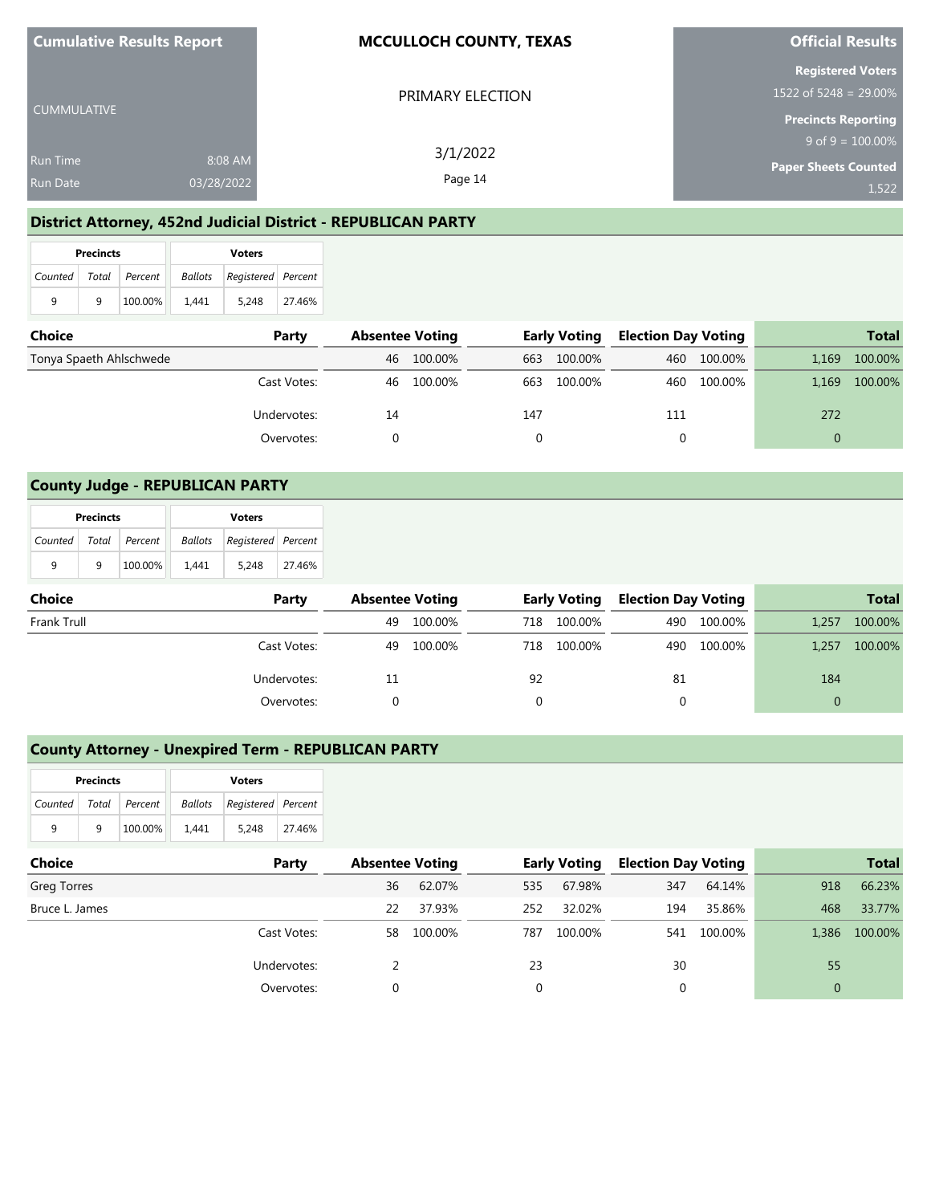| Cumulative Results Report | MCCULLOCH COUNTY, TEXAS | Official Results |
|---|---|---|
| CUMMULATIVE | PRIMARY ELECTION | Registered Voters 1522 of 5248 = 29.00% |
| Run Time 8:08 AM | 3/1/2022 | Precincts Reporting 9 of 9 = 100.00% |
| Run Date 03/28/2022 | Page 14 | Paper Sheets Counted 1,522 |

## District Attorney, 452nd Judicial District - REPUBLICAN PARTY

| Precincts | | | Voters | | |
|---|---|---|---|---|---|
| Counted | Total | Percent | Ballots | Registered | Percent |
| 9 | 9 | 100.00% | 1,441 | 5,248 | 27.46% |

| Choice | Party | Absentee Voting | | Early Voting | | Election Day Voting | | Total | |
|---|---|---|---|---|---|---|---|---|---|
| Tonya Spaeth Ahlschwede | | 46 | 100.00% | 663 | 100.00% | 460 | 100.00% | 1,169 | 100.00% |
| | Cast Votes: | 46 | 100.00% | 663 | 100.00% | 460 | 100.00% | 1,169 | 100.00% |
| | Undervotes: | 14 | | 147 | | 111 | | 272 | |
| | Overvotes: | 0 | | 0 | | 0 | | 0 | |

## County Judge - REPUBLICAN PARTY

| Precincts | | | Voters | | |
|---|---|---|---|---|---|
| Counted | Total | Percent | Ballots | Registered | Percent |
| 9 | 9 | 100.00% | 1,441 | 5,248 | 27.46% |

| Choice | Party | Absentee Voting | | Early Voting | | Election Day Voting | | Total | |
|---|---|---|---|---|---|---|---|---|---|
| Frank Trull | | 49 | 100.00% | 718 | 100.00% | 490 | 100.00% | 1,257 | 100.00% |
| | Cast Votes: | 49 | 100.00% | 718 | 100.00% | 490 | 100.00% | 1,257 | 100.00% |
| | Undervotes: | 11 | | 92 | | 81 | | 184 | |
| | Overvotes: | 0 | | 0 | | 0 | | 0 | |

## County Attorney - Unexpired Term - REPUBLICAN PARTY

| Precincts | | | Voters | | |
|---|---|---|---|---|---|
| Counted | Total | Percent | Ballots | Registered | Percent |
| 9 | 9 | 100.00% | 1,441 | 5,248 | 27.46% |

| Choice | Party | Absentee Voting | | Early Voting | | Election Day Voting | | Total | |
|---|---|---|---|---|---|---|---|---|---|
| Greg Torres | | 36 | 62.07% | 535 | 67.98% | 347 | 64.14% | 918 | 66.23% |
| Bruce L. James | | 22 | 37.93% | 252 | 32.02% | 194 | 35.86% | 468 | 33.77% |
| | Cast Votes: | 58 | 100.00% | 787 | 100.00% | 541 | 100.00% | 1,386 | 100.00% |
| | Undervotes: | 2 | | 23 | | 30 | | 55 | |
| | Overvotes: | 0 | | 0 | | 0 | | 0 | |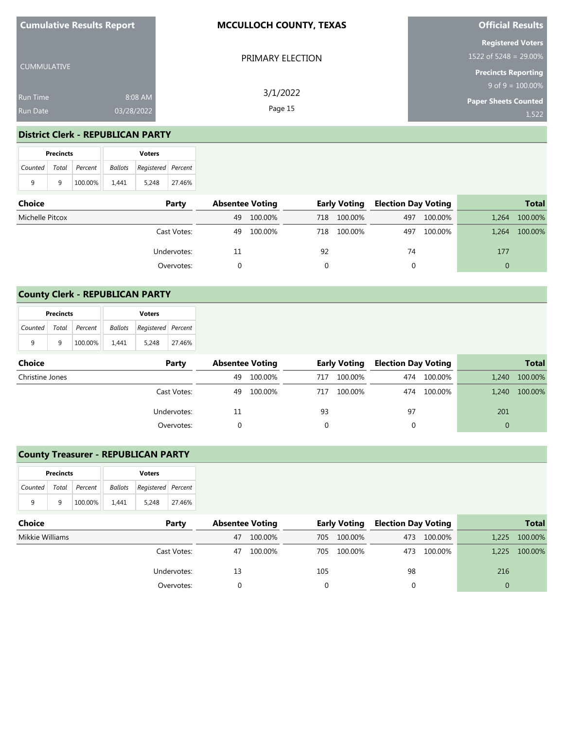**Cumulative Results Report**

CUMMULATIVE

Run Time 8:08 AM

Run Date 03/28/2022

**MCCULLOCH COUNTY, TEXAS**

PRIMARY ELECTION

3/1/2022

**Official Results**

**Registered Voters**
1522 of 5248 = 29.00%

**Precincts Reporting**
9 of 9 = 100.00%

**Paper Sheets Counted**
1,522

## District Clerk - REPUBLICAN PARTY

| Precincts | | | Voters | | |
|---|---|---|---|---|---|
| Counted | Total | Percent | Ballots | Registered | Percent |
| 9 | 9 | 100.00% | 1,441 | 5,248 | 27.46% |

| Choice | Party | Absentee Voting | | Early Voting | | Election Day Voting | | Total | |
|---|---|---|---|---|---|---|---|---|---|
| Michelle Pitcox | | 49 | 100.00% | 718 | 100.00% | 497 | 100.00% | 1,264 | 100.00% |
| | Cast Votes: | 49 | 100.00% | 718 | 100.00% | 497 | 100.00% | 1,264 | 100.00% |
| | Undervotes: | 11 | | 92 | | 74 | | 177 | |
| | Overvotes: | 0 | | 0 | | 0 | | 0 | |

## County Clerk - REPUBLICAN PARTY

| Precincts | | | Voters | | |
|---|---|---|---|---|---|
| Counted | Total | Percent | Ballots | Registered | Percent |
| 9 | 9 | 100.00% | 1,441 | 5,248 | 27.46% |

| Choice | Party | Absentee Voting | | Early Voting | | Election Day Voting | | Total | |
|---|---|---|---|---|---|---|---|---|---|
| Christine Jones | | 49 | 100.00% | 717 | 100.00% | 474 | 100.00% | 1,240 | 100.00% |
| | Cast Votes: | 49 | 100.00% | 717 | 100.00% | 474 | 100.00% | 1,240 | 100.00% |
| | Undervotes: | 11 | | 93 | | 97 | | 201 | |
| | Overvotes: | 0 | | 0 | | 0 | | 0 | |

## County Treasurer - REPUBLICAN PARTY

| Precincts | | | Voters | | |
|---|---|---|---|---|---|
| Counted | Total | Percent | Ballots | Registered | Percent |
| 9 | 9 | 100.00% | 1,441 | 5,248 | 27.46% |

| Choice | Party | Absentee Voting | | Early Voting | | Election Day Voting | | Total | |
|---|---|---|---|---|---|---|---|---|---|
| Mikkie Williams | | 47 | 100.00% | 705 | 100.00% | 473 | 100.00% | 1,225 | 100.00% |
| | Cast Votes: | 47 | 100.00% | 705 | 100.00% | 473 | 100.00% | 1,225 | 100.00% |
| | Undervotes: | 13 | | 105 | | 98 | | 216 | |
| | Overvotes: | 0 | | 0 | | 0 | | 0 | |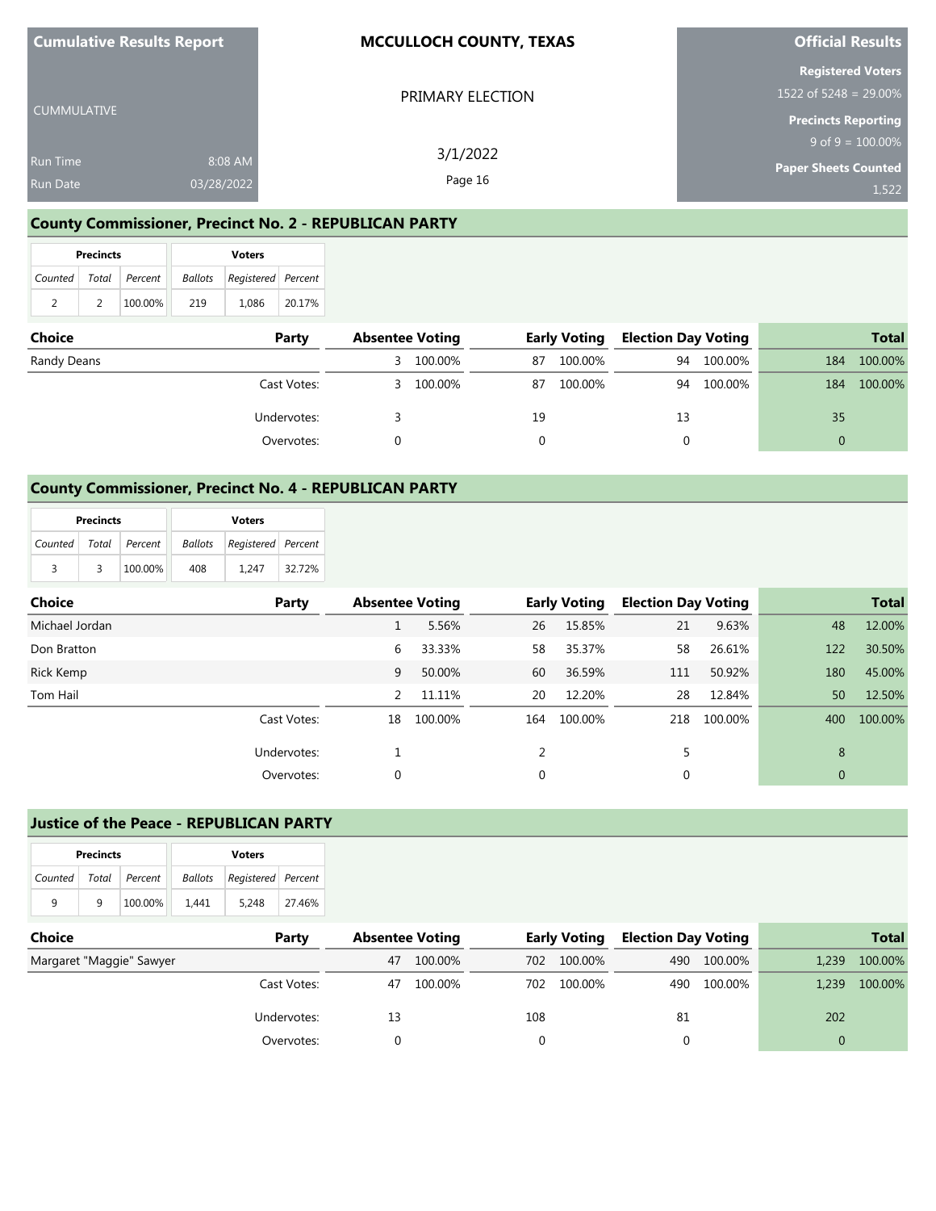| Cumulative Results Report | | MCCULLOCH COUNTY, TEXAS | Official Results |
|---|---|---|---|
| CUMMULATIVE | | PRIMARY ELECTION | Registered Voters 1522 of 5248 = 29.00% |
| Run Time | 8:08 AM | 3/1/2022 | Precincts Reporting 9 of 9 = 100.00% |
| Run Date | 03/28/2022 | | Paper Sheets Counted 1,522 |

## County Commissioner, Precinct No. 2 - REPUBLICAN PARTY

| Precincts | | | Voters | | |
|---|---|---|---|---|---|
| Counted | Total | Percent | Ballots | Registered | Percent |
| 2 | 2 | 100.00% | 219 | 1,086 | 20.17% |

| Choice | Party | Absentee Voting | | Early Voting | | Election Day Voting | | Total | |
|---|---|---|---|---|---|---|---|---|---|
| Randy Deans | | 3 | 100.00% | 87 | 100.00% | 94 | 100.00% | 184 | 100.00% |
| | Cast Votes: | 3 | 100.00% | 87 | 100.00% | 94 | 100.00% | 184 | 100.00% |
| | Undervotes: | 3 | | 19 | | 13 | | 35 | |
| | Overvotes: | 0 | | 0 | | 0 | | 0 | |

## County Commissioner, Precinct No. 4 - REPUBLICAN PARTY

| Precincts | | | Voters | | |
|---|---|---|---|---|---|
| Counted | Total | Percent | Ballots | Registered | Percent |
| 3 | 3 | 100.00% | 408 | 1,247 | 32.72% |

| Choice | Party | Absentee Voting | | Early Voting | | Election Day Voting | | Total | |
|---|---|---|---|---|---|---|---|---|---|
| Michael Jordan | | 1 | 5.56% | 26 | 15.85% | 21 | 9.63% | 48 | 12.00% |
| Don Bratton | | 6 | 33.33% | 58 | 35.37% | 58 | 26.61% | 122 | 30.50% |
| Rick Kemp | | 9 | 50.00% | 60 | 36.59% | 111 | 50.92% | 180 | 45.00% |
| Tom Hail | | 2 | 11.11% | 20 | 12.20% | 28 | 12.84% | 50 | 12.50% |
| | Cast Votes: | 18 | 100.00% | 164 | 100.00% | 218 | 100.00% | 400 | 100.00% |
| | Undervotes: | 1 | | 2 | | 5 | | 8 | |
| | Overvotes: | 0 | | 0 | | 0 | | 0 | |

## Justice of the Peace - REPUBLICAN PARTY

| Precincts | | | Voters | | |
|---|---|---|---|---|---|
| Counted | Total | Percent | Ballots | Registered | Percent |
| 9 | 9 | 100.00% | 1,441 | 5,248 | 27.46% |

| Choice | Party | Absentee Voting | | Early Voting | | Election Day Voting | | Total | |
|---|---|---|---|---|---|---|---|---|---|
| Margaret "Maggie" Sawyer | | 47 | 100.00% | 702 | 100.00% | 490 | 100.00% | 1,239 | 100.00% |
| | Cast Votes: | 47 | 100.00% | 702 | 100.00% | 490 | 100.00% | 1,239 | 100.00% |
| | Undervotes: | 13 | | 108 | | 81 | | 202 | |
| | Overvotes: | 0 | | 0 | | 0 | | 0 | |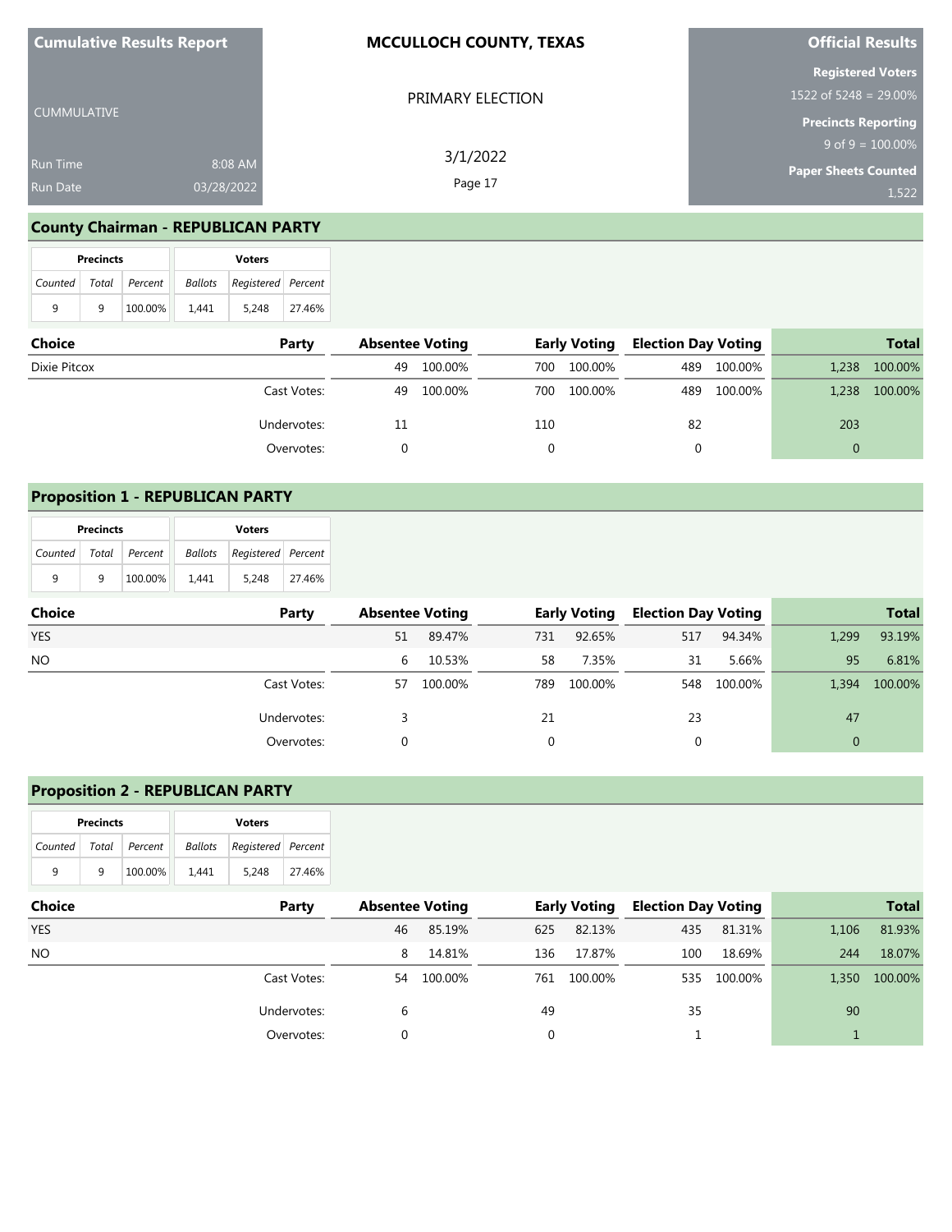| Cumulative Results Report | MCCULLOCH COUNTY, TEXAS | Official Results |
|---|---|---|
| CUMMULATIVE | PRIMARY ELECTION | Registered Voters 1522 of 5248 = 29.00% |
| Run Time 8:08 AM | 3/1/2022 | Precincts Reporting 9 of 9 = 100.00% |
| Run Date 03/28/2022 | | Paper Sheets Counted 1,522 |

## County Chairman - REPUBLICAN PARTY

| Precincts | | | Voters | | |
|---|---|---|---|---|---|
| Counted | Total | Percent | Ballots | Registered | Percent |
| 9 | 9 | 100.00% | 1,441 | 5,248 | 27.46% |

| Choice | Party | Absentee Voting | | Early Voting | | Election Day Voting | | Total | |
|---|---|---|---|---|---|---|---|---|---|
| Dixie Pitcox | | 49 | 100.00% | 700 | 100.00% | 489 | 100.00% | 1,238 | 100.00% |
| | Cast Votes: | 49 | 100.00% | 700 | 100.00% | 489 | 100.00% | 1,238 | 100.00% |
| | Undervotes: | 11 | | 110 | | 82 | | 203 | |
| | Overvotes: | 0 | | 0 | | 0 | | 0 | |

## Proposition 1 - REPUBLICAN PARTY

| Precincts | | | Voters | | |
|---|---|---|---|---|---|
| Counted | Total | Percent | Ballots | Registered | Percent |
| 9 | 9 | 100.00% | 1,441 | 5,248 | 27.46% |

| Choice | Party | Absentee Voting | | Early Voting | | Election Day Voting | | Total | |
|---|---|---|---|---|---|---|---|---|---|
| YES | | 51 | 89.47% | 731 | 92.65% | 517 | 94.34% | 1,299 | 93.19% |
| NO | | 6 | 10.53% | 58 | 7.35% | 31 | 5.66% | 95 | 6.81% |
| | Cast Votes: | 57 | 100.00% | 789 | 100.00% | 548 | 100.00% | 1,394 | 100.00% |
| | Undervotes: | 3 | | 21 | | 23 | | 47 | |
| | Overvotes: | 0 | | 0 | | 0 | | 0 | |

## Proposition 2 - REPUBLICAN PARTY

| Precincts | | | Voters | | |
|---|---|---|---|---|---|
| Counted | Total | Percent | Ballots | Registered | Percent |
| 9 | 9 | 100.00% | 1,441 | 5,248 | 27.46% |

| Choice | Party | Absentee Voting | | Early Voting | | Election Day Voting | | Total | |
|---|---|---|---|---|---|---|---|---|---|
| YES | | 46 | 85.19% | 625 | 82.13% | 435 | 81.31% | 1,106 | 81.93% |
| NO | | 8 | 14.81% | 136 | 17.87% | 100 | 18.69% | 244 | 18.07% |
| | Cast Votes: | 54 | 100.00% | 761 | 100.00% | 535 | 100.00% | 1,350 | 100.00% |
| | Undervotes: | 6 | | 49 | | 35 | | 90 | |
| | Overvotes: | 0 | | 0 | | 1 | | 1 | |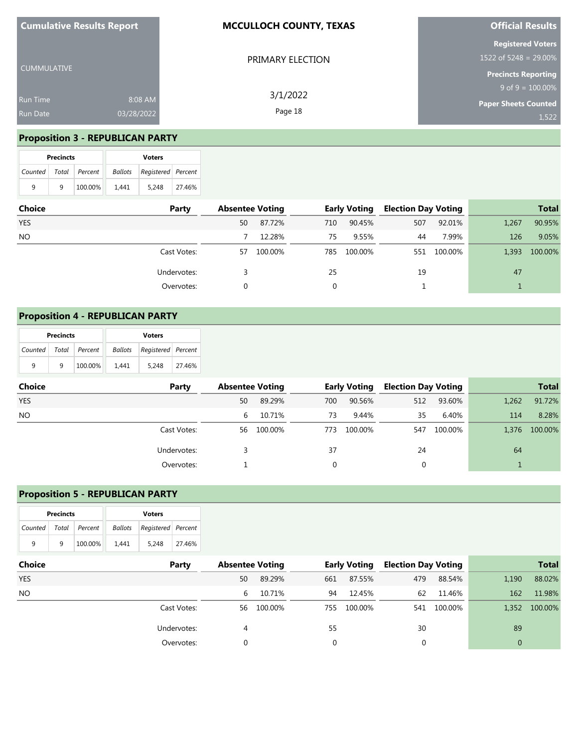**Cumulative Results Report**

CUMMULATIVE

Run Time 8:08 AM
Run Date 03/28/2022

**MCCULLOCH COUNTY, TEXAS**

PRIMARY ELECTION

3/1/2022

**Official Results**

**Registered Voters**
1522 of 5248 = 29.00%

**Precincts Reporting**
9 of 9 = 100.00%

**Paper Sheets Counted**
1,522

## Proposition 3 - REPUBLICAN PARTY

| Precincts | | | Voters | | |
|---|---|---|---|---|---|
| Counted | Total | Percent | Ballots | Registered | Percent |
| 9 | 9 | 100.00% | 1,441 | 5,248 | 27.46% |

| Choice | Party | Absentee Voting | | Early Voting | | Election Day Voting | | Total | |
|---|---|---|---|---|---|---|---|---|---|
| YES | | 50 | 87.72% | 710 | 90.45% | 507 | 92.01% | 1,267 | 90.95% |
| NO | | 7 | 12.28% | 75 | 9.55% | 44 | 7.99% | 126 | 9.05% |
| | Cast Votes: | 57 | 100.00% | 785 | 100.00% | 551 | 100.00% | 1,393 | 100.00% |
| | Undervotes: | 3 | | 25 | | 19 | | 47 | |
| | Overvotes: | 0 | | 0 | | 1 | | 1 | |

## Proposition 4 - REPUBLICAN PARTY

| Precincts | | | Voters | | |
|---|---|---|---|---|---|
| Counted | Total | Percent | Ballots | Registered | Percent |
| 9 | 9 | 100.00% | 1,441 | 5,248 | 27.46% |

| Choice | Party | Absentee Voting | | Early Voting | | Election Day Voting | | Total | |
|---|---|---|---|---|---|---|---|---|---|
| YES | | 50 | 89.29% | 700 | 90.56% | 512 | 93.60% | 1,262 | 91.72% |
| NO | | 6 | 10.71% | 73 | 9.44% | 35 | 6.40% | 114 | 8.28% |
| | Cast Votes: | 56 | 100.00% | 773 | 100.00% | 547 | 100.00% | 1,376 | 100.00% |
| | Undervotes: | 3 | | 37 | | 24 | | 64 | |
| | Overvotes: | 1 | | 0 | | 0 | | 1 | |

## Proposition 5 - REPUBLICAN PARTY

| Precincts | | | Voters | | |
|---|---|---|---|---|---|
| Counted | Total | Percent | Ballots | Registered | Percent |
| 9 | 9 | 100.00% | 1,441 | 5,248 | 27.46% |

| Choice | Party | Absentee Voting | | Early Voting | | Election Day Voting | | Total | |
|---|---|---|---|---|---|---|---|---|---|
| YES | | 50 | 89.29% | 661 | 87.55% | 479 | 88.54% | 1,190 | 88.02% |
| NO | | 6 | 10.71% | 94 | 12.45% | 62 | 11.46% | 162 | 11.98% |
| | Cast Votes: | 56 | 100.00% | 755 | 100.00% | 541 | 100.00% | 1,352 | 100.00% |
| | Undervotes: | 4 | | 55 | | 30 | | 89 | |
| | Overvotes: | 0 | | 0 | | 0 | | 0 | |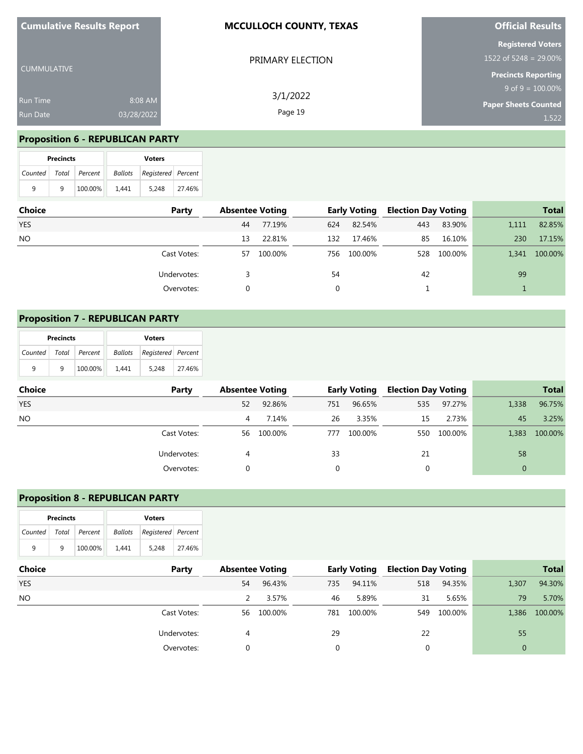| Cumulative Results Report | MCCULLOCH COUNTY, TEXAS | Official Results |
|---|---|---|
| CUMMULATIVE | PRIMARY ELECTION | Registered Voters 1522 of 5248 = 29.00% |
| Run Time 8:08 AM | 3/1/2022 | Precincts Reporting 9 of 9 = 100.00% |
| Run Date 03/28/2022 | | Paper Sheets Counted 1,522 |

## Proposition 6 - REPUBLICAN PARTY

| Precincts | | | Voters | | |
|---|---|---|---|---|---|
| Counted | Total | Percent | Ballots | Registered | Percent |
| 9 | 9 | 100.00% | 1,441 | 5,248 | 27.46% |

| Choice | Party | Absentee Voting | | Early Voting | | Election Day Voting | | Total | |
|---|---|---|---|---|---|---|---|---|---|
| YES | | 44 | 77.19% | 624 | 82.54% | 443 | 83.90% | 1,111 | 82.85% |
| NO | | 13 | 22.81% | 132 | 17.46% | 85 | 16.10% | 230 | 17.15% |
| | Cast Votes: | 57 | 100.00% | 756 | 100.00% | 528 | 100.00% | 1,341 | 100.00% |
| | Undervotes: | 3 | | 54 | | 42 | | 99 | |
| | Overvotes: | 0 | | 0 | | 1 | | 1 | |

## Proposition 7 - REPUBLICAN PARTY

| Precincts | | | Voters | | |
|---|---|---|---|---|---|
| Counted | Total | Percent | Ballots | Registered | Percent |
| 9 | 9 | 100.00% | 1,441 | 5,248 | 27.46% |

| Choice | Party | Absentee Voting | | Early Voting | | Election Day Voting | | Total | |
|---|---|---|---|---|---|---|---|---|---|
| YES | | 52 | 92.86% | 751 | 96.65% | 535 | 97.27% | 1,338 | 96.75% |
| NO | | 4 | 7.14% | 26 | 3.35% | 15 | 2.73% | 45 | 3.25% |
| | Cast Votes: | 56 | 100.00% | 777 | 100.00% | 550 | 100.00% | 1,383 | 100.00% |
| | Undervotes: | 4 | | 33 | | 21 | | 58 | |
| | Overvotes: | 0 | | 0 | | 0 | | 0 | |

## Proposition 8 - REPUBLICAN PARTY

| Precincts | | | Voters | | |
|---|---|---|---|---|---|
| Counted | Total | Percent | Ballots | Registered | Percent |
| 9 | 9 | 100.00% | 1,441 | 5,248 | 27.46% |

| Choice | Party | Absentee Voting | | Early Voting | | Election Day Voting | | Total | |
|---|---|---|---|---|---|---|---|---|---|
| YES | | 54 | 96.43% | 735 | 94.11% | 518 | 94.35% | 1,307 | 94.30% |
| NO | | 2 | 3.57% | 46 | 5.89% | 31 | 5.65% | 79 | 5.70% |
| | Cast Votes: | 56 | 100.00% | 781 | 100.00% | 549 | 100.00% | 1,386 | 100.00% |
| | Undervotes: | 4 | | 29 | | 22 | | 55 | |
| | Overvotes: | 0 | | 0 | | 0 | | 0 | |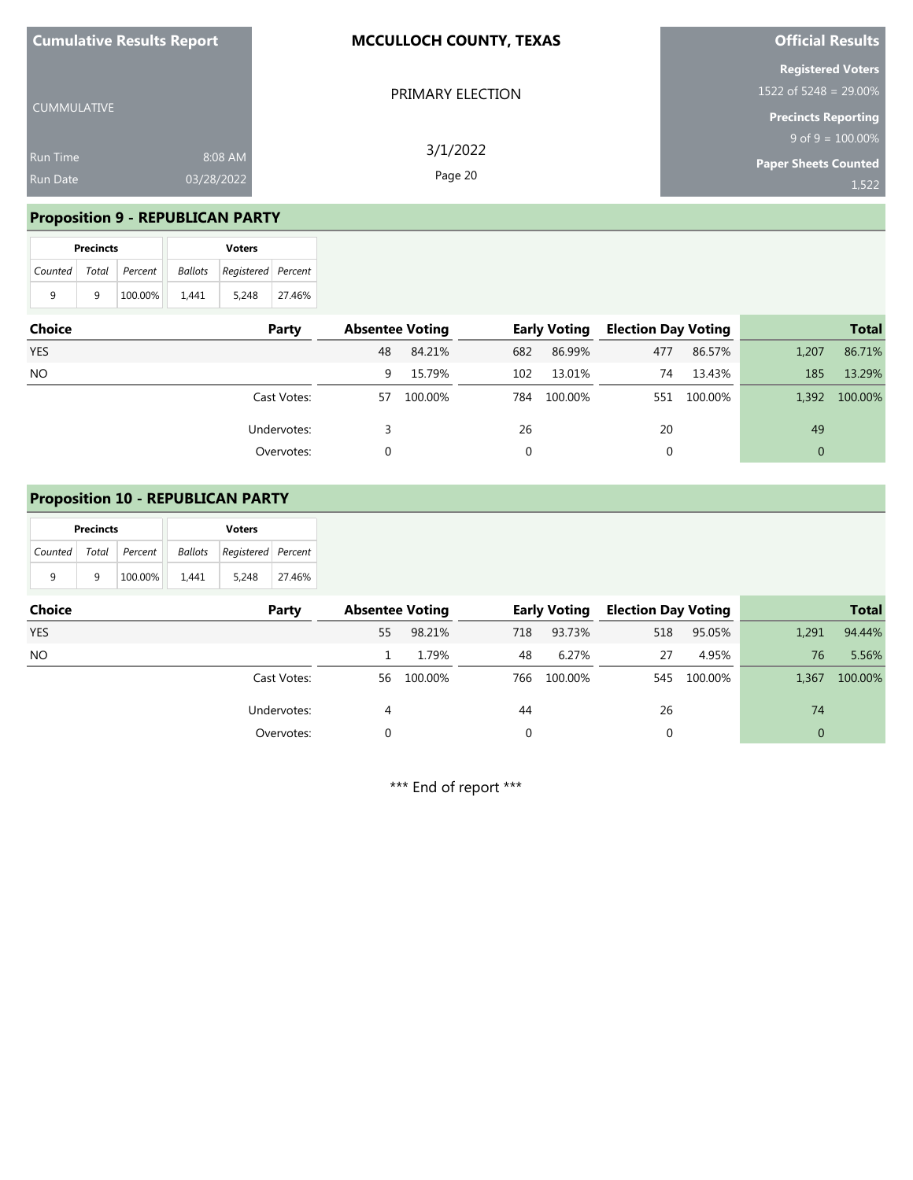**Cumulative Results Report**

CUMMULATIVE

Run Time 8:08 AM

Run Date 03/28/2022

**MCCULLOCH COUNTY, TEXAS**

PRIMARY ELECTION

3/1/2022

**Official Results**

**Registered Voters**
1522 of 5248 = 29.00%

**Precincts Reporting**
9 of 9 = 100.00%

**Paper Sheets Counted**
1,522

## Proposition 9 - REPUBLICAN PARTY

| Precincts | | | Voters | | |
|---|---|---|---|---|---|
| Counted | Total | Percent | Ballots | Registered | Percent |
| 9 | 9 | 100.00% | 1,441 | 5,248 | 27.46% |

| Choice | Party | Absentee Voting | | Early Voting | | Election Day Voting | | Total | |
|---|---|---|---|---|---|---|---|---|---|
| YES | | 48 | 84.21% | 682 | 86.99% | 477 | 86.57% | 1,207 | 86.71% |
| NO | | 9 | 15.79% | 102 | 13.01% | 74 | 13.43% | 185 | 13.29% |
| | Cast Votes: | 57 | 100.00% | 784 | 100.00% | 551 | 100.00% | 1,392 | 100.00% |
| | Undervotes: | 3 | | 26 | | 20 | | 49 | |
| | Overvotes: | 0 | | 0 | | 0 | | 0 | |

## Proposition 10 - REPUBLICAN PARTY

| Precincts | | | Voters | | |
|---|---|---|---|---|---|
| Counted | Total | Percent | Ballots | Registered | Percent |
| 9 | 9 | 100.00% | 1,441 | 5,248 | 27.46% |

| Choice | Party | Absentee Voting | | Early Voting | | Election Day Voting | | Total | |
|---|---|---|---|---|---|---|---|---|---|
| YES | | 55 | 98.21% | 718 | 93.73% | 518 | 95.05% | 1,291 | 94.44% |
| NO | | 1 | 1.79% | 48 | 6.27% | 27 | 4.95% | 76 | 5.56% |
| | Cast Votes: | 56 | 100.00% | 766 | 100.00% | 545 | 100.00% | 1,367 | 100.00% |
| | Undervotes: | 4 | | 44 | | 26 | | 74 | |
| | Overvotes: | 0 | | 0 | | 0 | | 0 | |

*** End of report ***